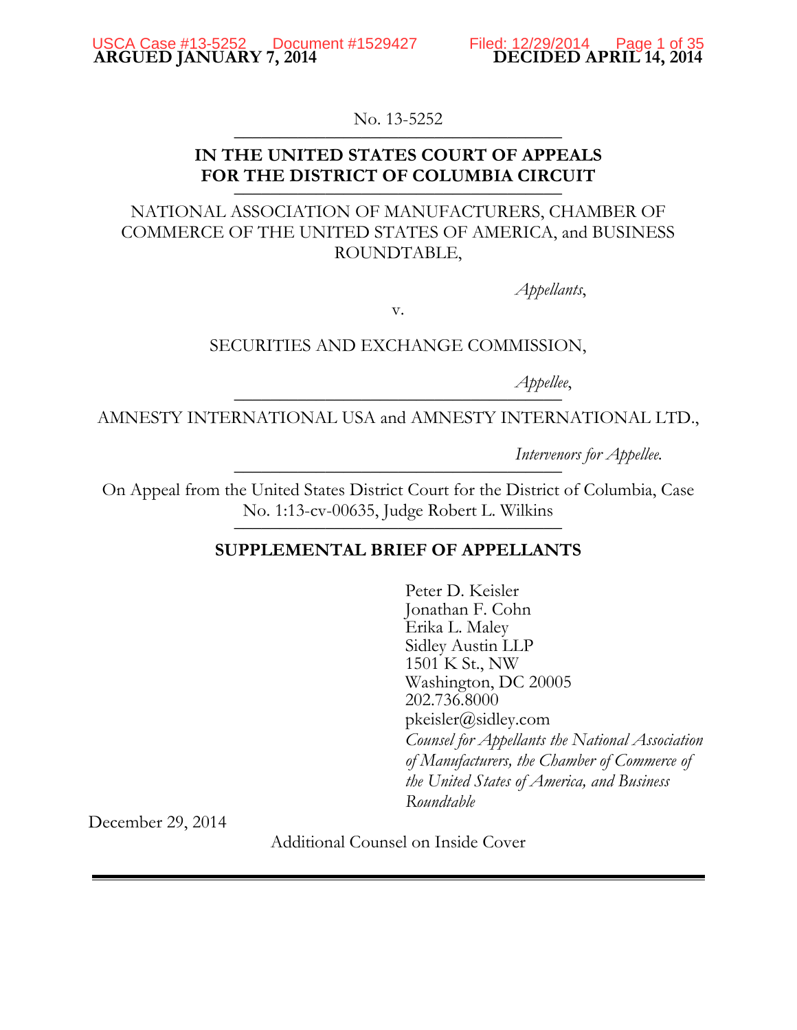**ARGUED JANUARY 7, 2014** **DECIDED APRIL 14, 2014**

No. 13-5252

**IN THE UNITED STATES COURT OF APPEALS FOR THE DISTRICT OF COLUMBIA CIRCUIT**

NATIONAL ASSOCIATION OF MANUFACTURERS, CHAMBER OF COMMERCE OF THE UNITED STATES OF AMERICA, and BUSINESS ROUNDTABLE,

*Appellants*,

v.

SECURITIES AND EXCHANGE COMMISSION,

*Appellee*,

AMNESTY INTERNATIONAL USA and AMNESTY INTERNATIONAL LTD.,

*Intervenors for Appellee.*

On Appeal from the United States District Court for the District of Columbia, Case No. 1:13-cv-00635, Judge Robert L. Wilkins

**SUPPLEMENTAL BRIEF OF APPELLANTS**

Peter D. Keisler
Jonathan F. Cohn
Erika L. Maley
Sidley Austin LLP
1501 K St., NW
Washington, DC 20005
202.736.8000
pkeisler@sidley.com
*Counsel for Appellants the National Association of Manufacturers, the Chamber of Commerce of the United States of America, and Business Roundtable*

December 29, 2014

Additional Counsel on Inside Cover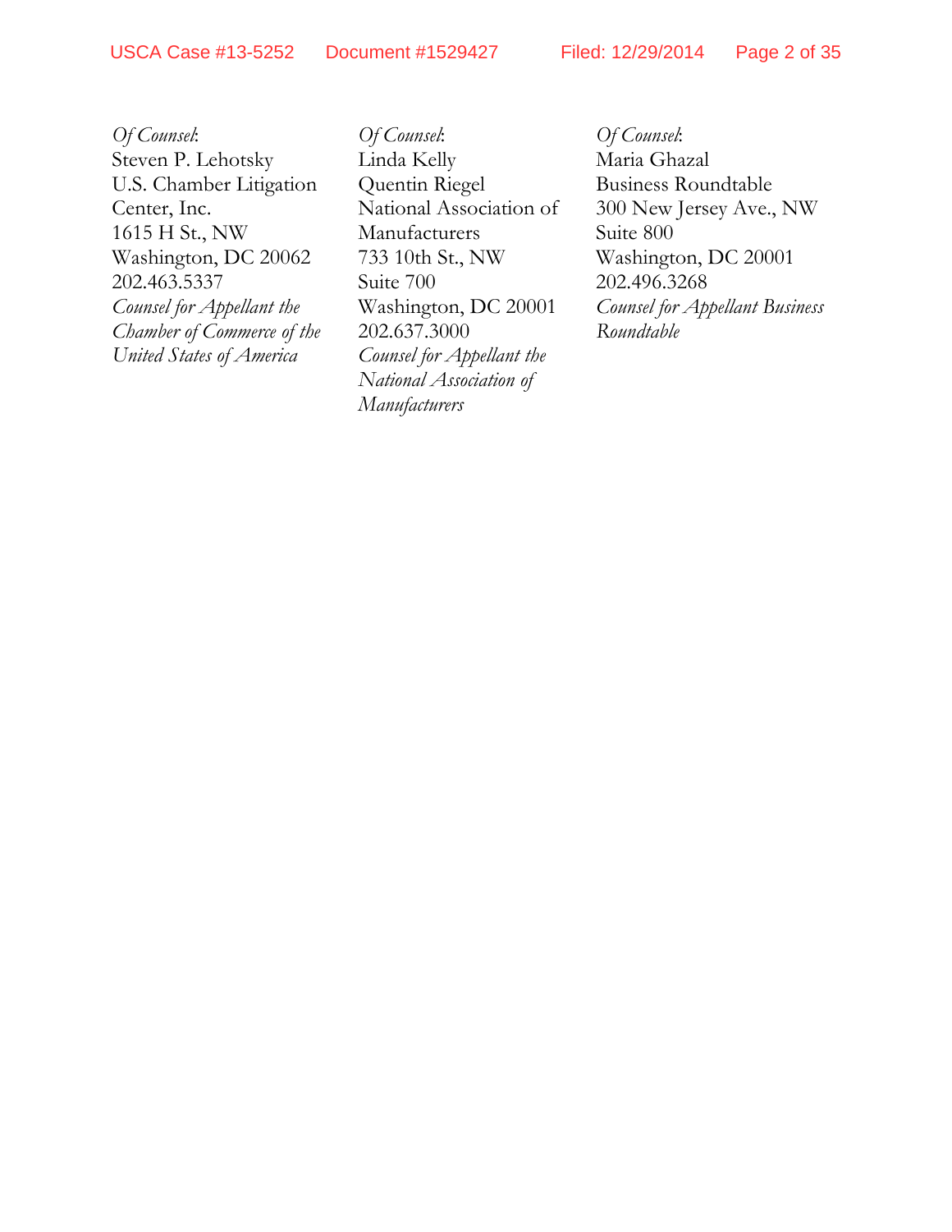*Of Counsel*:
Steven P. Lehotsky
U.S. Chamber Litigation Center, Inc.
1615 H St., NW
Washington, DC 20062
202.463.5337
*Counsel for Appellant the Chamber of Commerce of the United States of America*

*Of Counsel*:
Linda Kelly
Quentin Riegel
National Association of Manufacturers
733 10th St., NW
Suite 700
Washington, DC 20001
202.637.3000
*Counsel for Appellant the National Association of Manufacturers*

*Of Counsel*:
Maria Ghazal
Business Roundtable
300 New Jersey Ave., NW
Suite 800
Washington, DC 20001
202.496.3268
*Counsel for Appellant Business Roundtable*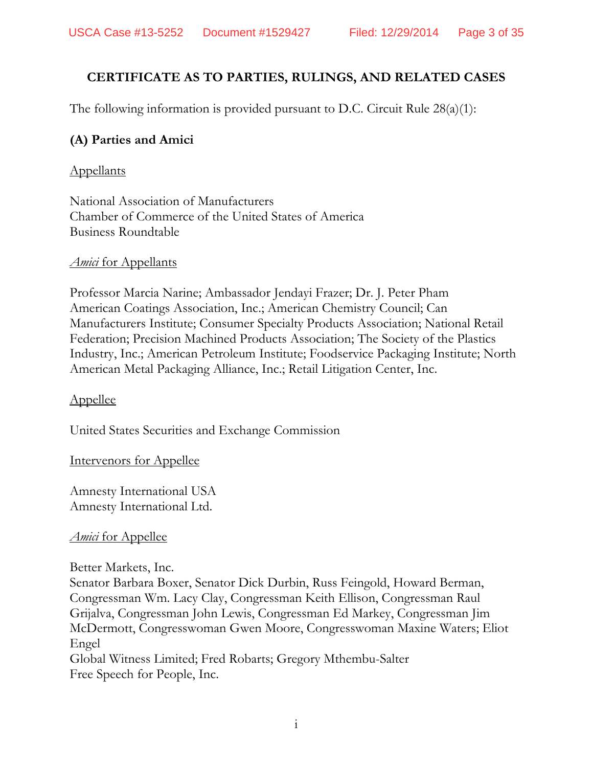## CERTIFICATE AS TO PARTIES, RULINGS, AND RELATED CASES

The following information is provided pursuant to D.C. Circuit Rule 28(a)(1):

### (A) Parties and Amici

Appellants

National Association of Manufacturers
Chamber of Commerce of the United States of America
Business Roundtable

*Amici* for Appellants

Professor Marcia Narine; Ambassador Jendayi Frazer; Dr. J. Peter Pham
American Coatings Association, Inc.; American Chemistry Council; Can Manufacturers Institute; Consumer Specialty Products Association; National Retail Federation; Precision Machined Products Association; The Society of the Plastics Industry, Inc.; American Petroleum Institute; Foodservice Packaging Institute; North American Metal Packaging Alliance, Inc.; Retail Litigation Center, Inc.

Appellee

United States Securities and Exchange Commission

Intervenors for Appellee

Amnesty International USA
Amnesty International Ltd.

*Amici* for Appellee

Better Markets, Inc.
Senator Barbara Boxer, Senator Dick Durbin, Russ Feingold, Howard Berman, Congressman Wm. Lacy Clay, Congressman Keith Ellison, Congressman Raul Grijalva, Congressman John Lewis, Congressman Ed Markey, Congressman Jim McDermott, Congresswoman Gwen Moore, Congresswoman Maxine Waters; Eliot Engel
Global Witness Limited; Fred Robarts; Gregory Mthembu-Salter
Free Speech for People, Inc.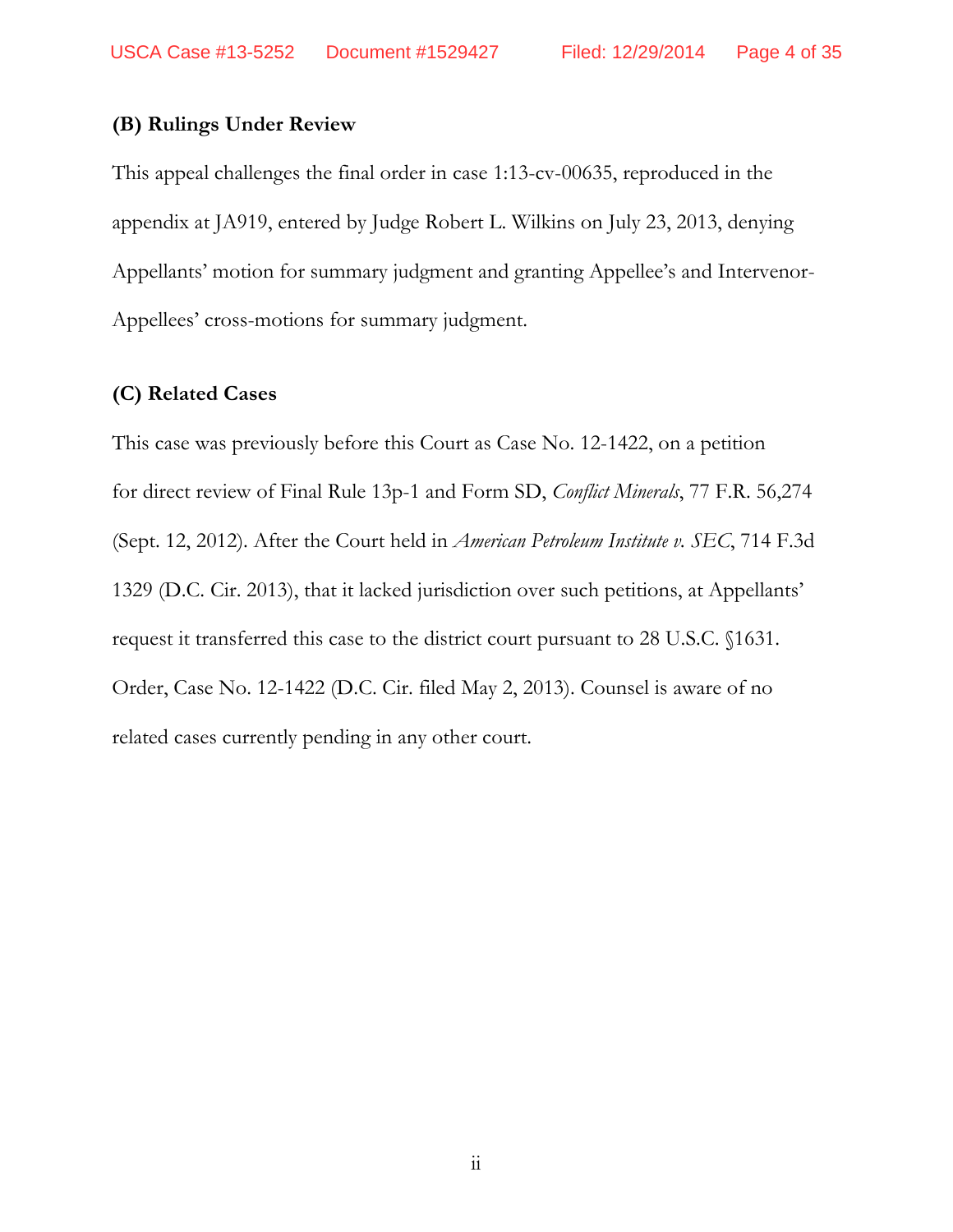**(B) Rulings Under Review**

This appeal challenges the final order in case 1:13-cv-00635, reproduced in the appendix at JA919, entered by Judge Robert L. Wilkins on July 23, 2013, denying Appellants' motion for summary judgment and granting Appellee's and Intervenor-Appellees' cross-motions for summary judgment.

**(C) Related Cases**

This case was previously before this Court as Case No. 12-1422, on a petition for direct review of Final Rule 13p-1 and Form SD, *Conflict Minerals*, 77 F.R. 56,274 (Sept. 12, 2012). After the Court held in *American Petroleum Institute v. SEC*, 714 F.3d 1329 (D.C. Cir. 2013), that it lacked jurisdiction over such petitions, at Appellants' request it transferred this case to the district court pursuant to 28 U.S.C. §1631. Order, Case No. 12-1422 (D.C. Cir. filed May 2, 2013). Counsel is aware of no related cases currently pending in any other court.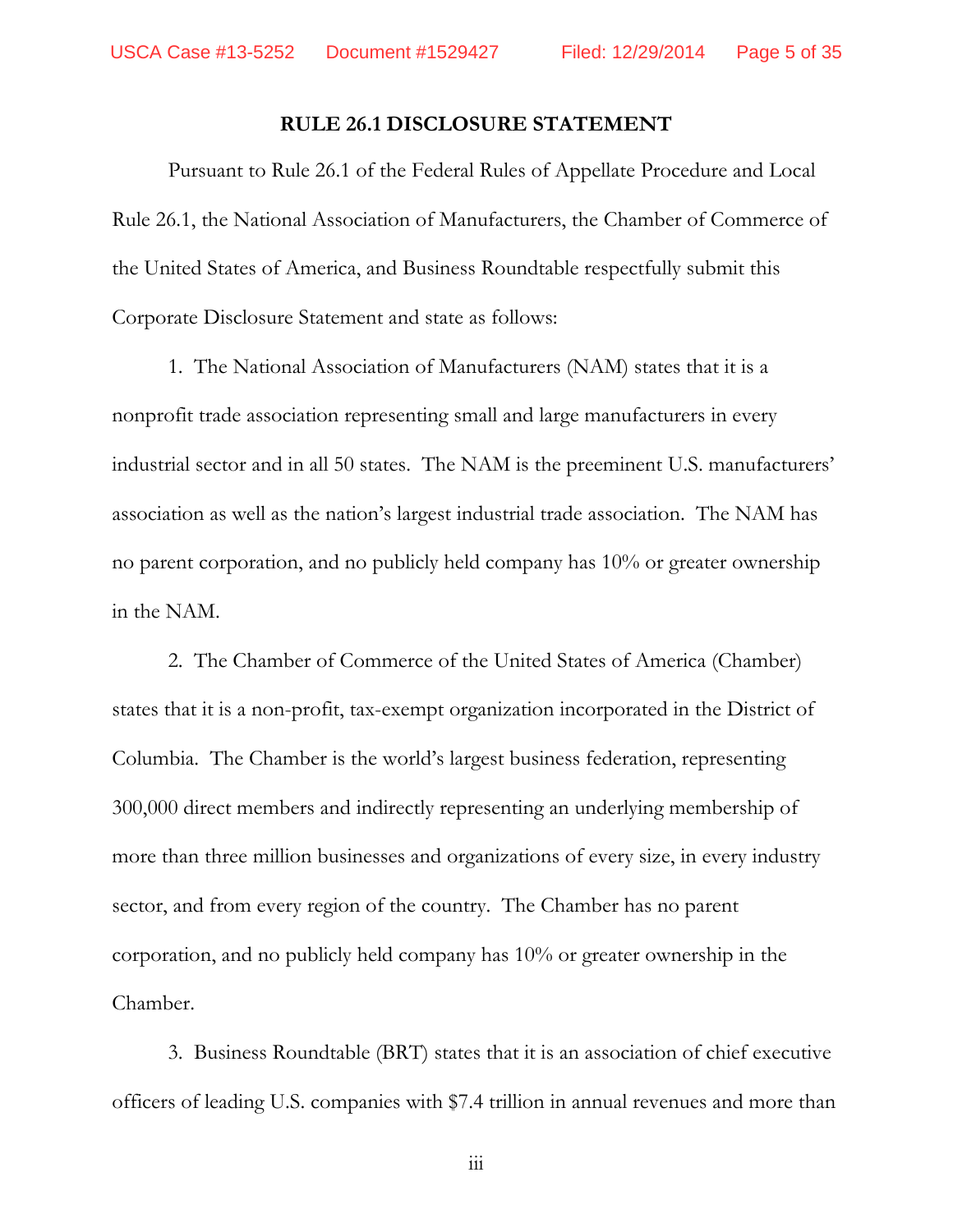## RULE 26.1 DISCLOSURE STATEMENT

Pursuant to Rule 26.1 of the Federal Rules of Appellate Procedure and Local Rule 26.1, the National Association of Manufacturers, the Chamber of Commerce of the United States of America, and Business Roundtable respectfully submit this Corporate Disclosure Statement and state as follows:

1. The National Association of Manufacturers (NAM) states that it is a nonprofit trade association representing small and large manufacturers in every industrial sector and in all 50 states. The NAM is the preeminent U.S. manufacturers' association as well as the nation's largest industrial trade association. The NAM has no parent corporation, and no publicly held company has 10% or greater ownership in the NAM.

2. The Chamber of Commerce of the United States of America (Chamber) states that it is a non-profit, tax-exempt organization incorporated in the District of Columbia. The Chamber is the world's largest business federation, representing 300,000 direct members and indirectly representing an underlying membership of more than three million businesses and organizations of every size, in every industry sector, and from every region of the country. The Chamber has no parent corporation, and no publicly held company has 10% or greater ownership in the Chamber.

3. Business Roundtable (BRT) states that it is an association of chief executive officers of leading U.S. companies with $7.4 trillion in annual revenues and more than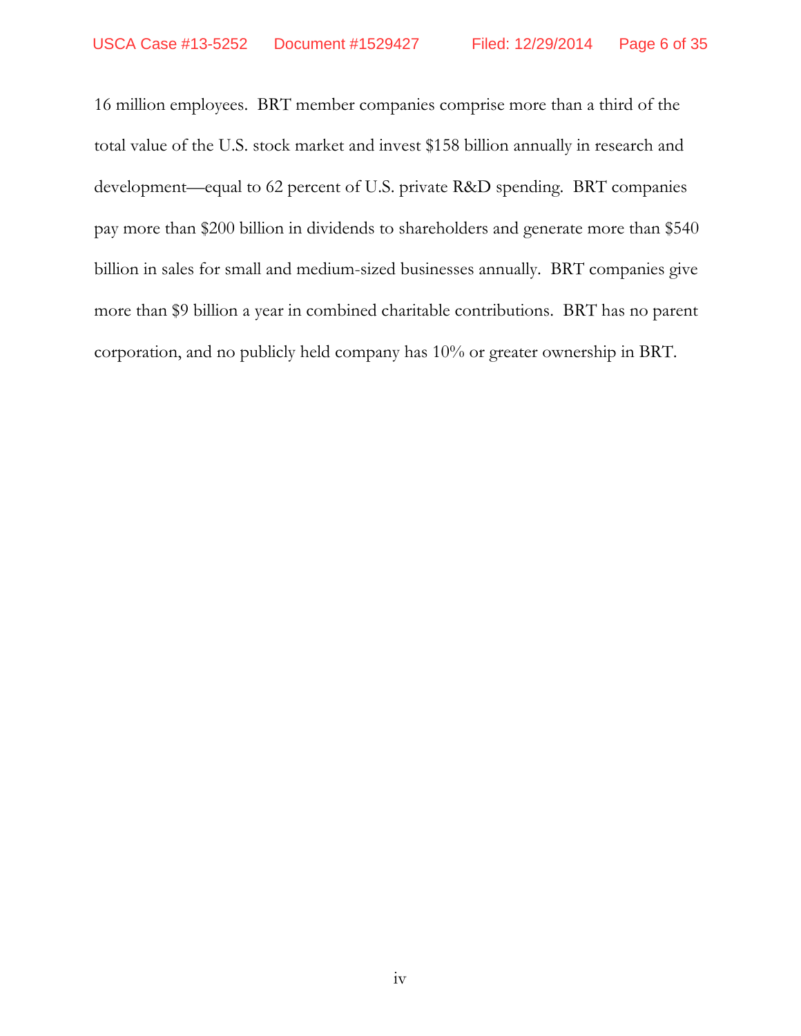16 million employees. BRT member companies comprise more than a third of the total value of the U.S. stock market and invest $158 billion annually in research and development—equal to 62 percent of U.S. private R&D spending. BRT companies pay more than $200 billion in dividends to shareholders and generate more than $540 billion in sales for small and medium-sized businesses annually. BRT companies give more than $9 billion a year in combined charitable contributions. BRT has no parent corporation, and no publicly held company has 10% or greater ownership in BRT.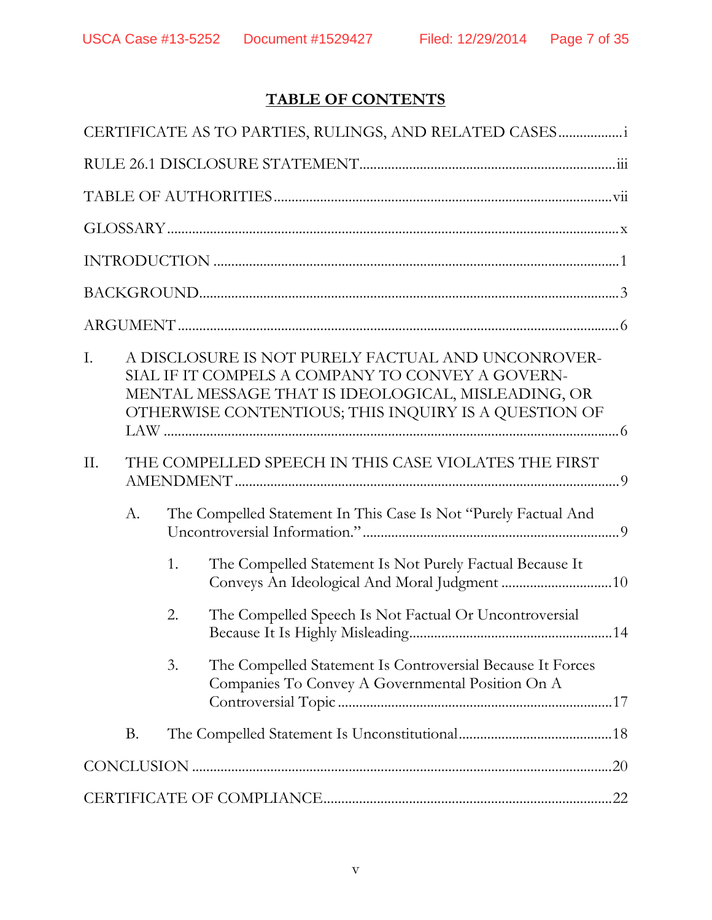# TABLE OF CONTENTS

CERTIFICATE AS TO PARTIES, RULINGS, AND RELATED CASES .................. i

RULE 26.1 DISCLOSURE STATEMENT ...................................................................... iii

TABLE OF AUTHORITIES ............................................................................................ vii

GLOSSARY ............................................................................................................................ x

INTRODUCTION ................................................................................................................ 1

BACKGROUND ................................................................................................................... 3

ARGUMENT ......................................................................................................................... 6

I. A DISCLOSURE IS NOT PURELY FACTUAL AND UNCONROVERSIAL IF IT COMPELS A COMPANY TO CONVEY A GOVERNMENTAL MESSAGE THAT IS IDEOLOGICAL, MISLEADING, OR OTHERWISE CONTENTIOUS; THIS INQUIRY IS A QUESTION OF LAW ............................................................................................................ 6

II. THE COMPELLED SPEECH IN THIS CASE VIOLATES THE FIRST AMENDMENT ........................................................................................................ 9

   A. The Compelled Statement In This Case Is Not "Purely Factual And Uncontroversial Information." ..................................................................... 9

      1. The Compelled Statement Is Not Purely Factual Because It Conveys An Ideological And Moral Judgment .............................. 10

      2. The Compelled Speech Is Not Factual Or Uncontroversial Because It Is Highly Misleading ........................................................ 14

      3. The Compelled Statement Is Controversial Because It Forces Companies To Convey A Governmental Position On A Controversial Topic ........................................................................... 17

   B. The Compelled Statement Is Unconstitutional .......................................... 18

CONCLUSION .................................................................................................................... 20

CERTIFICATE OF COMPLIANCE ............................................................................... 22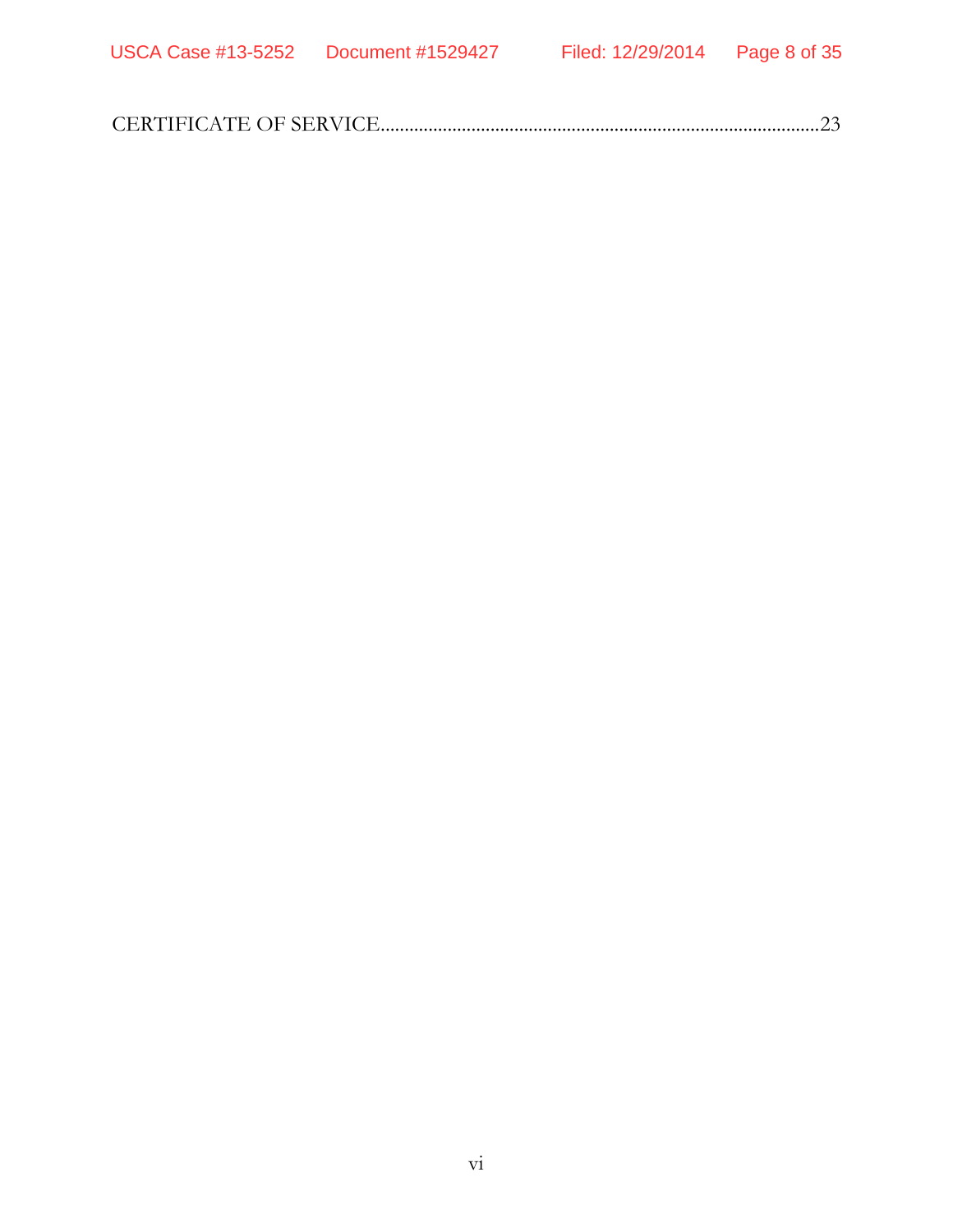CERTIFICATE OF SERVICE..........................................................................................23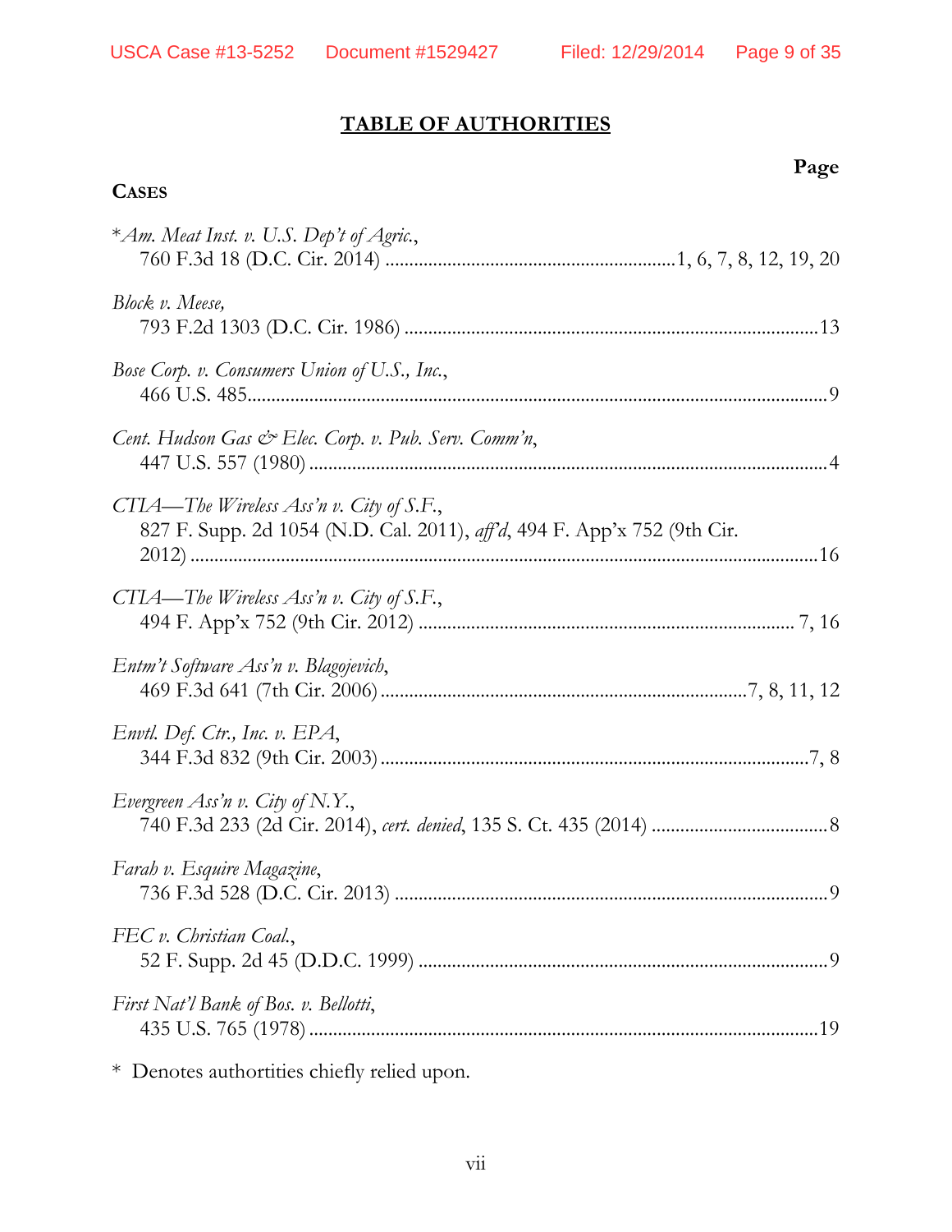# TABLE OF AUTHORITIES

**Page**

**CASES**

**Cases**

*\*Am. Meat Inst. v. U.S. Dep't of Agric.*,
760 F.3d 18 (D.C. Cir. 2014) ............................................................1, 6, 7, 8, 12, 19, 20

*Block v. Meese,*
793 F.2d 1303 (D.C. Cir. 1986) .....................................................................................13

*Bose Corp. v. Consumers Union of U.S., Inc.*,
466 U.S. 485........................................................................................................................9

*Cent. Hudson Gas & Elec. Corp. v. Pub. Serv. Comm'n*,
447 U.S. 557 (1980) ...........................................................................................................4

*CTIA—The Wireless Ass'n v. City of S.F.*,
827 F. Supp. 2d 1054 (N.D. Cal. 2011), *aff'd*, 494 F. App'x 752 (9th Cir. 2012) ..................................................................................................................................16

*CTIA—The Wireless Ass'n v. City of S.F.*,
494 F. App'x 752 (9th Cir. 2012) ............................................................................. 7, 16

*Entm't Software Ass'n v. Blagojevich*,
469 F.3d 641 (7th Cir. 2006)...........................................................................7, 8, 11, 12

*Envtl. Def. Ctr., Inc. v. EPA*,
344 F.3d 832 (9th Cir. 2003)........................................................................................7, 8

*Evergreen Ass'n v. City of N.Y.*,
740 F.3d 233 (2d Cir. 2014), *cert. denied*, 135 S. Ct. 435 (2014) ....................................8

*Farah v. Esquire Magazine*,
736 F.3d 528 (D.C. Cir. 2013) .........................................................................................9

*FEC v. Christian Coal.*,
52 F. Supp. 2d 45 (D.D.C. 1999) .....................................................................................9

*First Nat'l Bank of Bos. v. Bellotti*,
435 U.S. 765 (1978) .........................................................................................................19

\* Denotes authortities chiefly relied upon.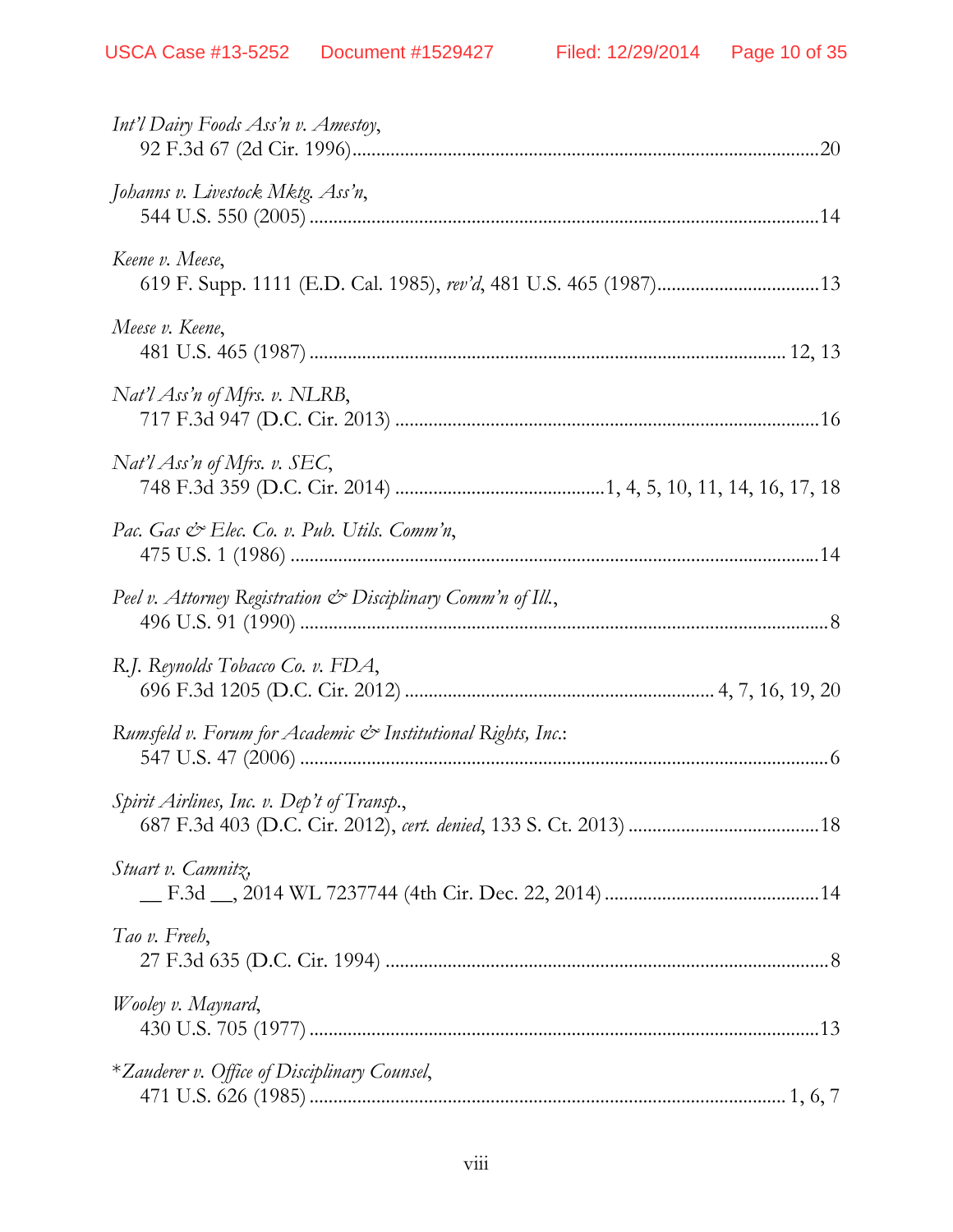*Int'l Dairy Foods Ass'n v. Amestoy*,
92 F.3d 67 (2d Cir. 1996)....................................................................................................20

*Johanns v. Livestock Mktg. Ass'n*,
544 U.S. 550 (2005) ..........................................................................................................14

*Keene v. Meese*,
619 F. Supp. 1111 (E.D. Cal. 1985), *rev'd*, 481 U.S. 465 (1987)..................................13

*Meese v. Keene*,
481 U.S. 465 (1987) .................................................................................................. 12, 13

*Nat'l Ass'n of Mfrs. v. NLRB*,
717 F.3d 947 (D.C. Cir. 2013) ........................................................................................16

*Nat'l Ass'n of Mfrs. v. SEC*,
748 F.3d 359 (D.C. Cir. 2014) ...........................................1, 4, 5, 10, 11, 14, 16, 17, 18

*Pac. Gas & Elec. Co. v. Pub. Utils. Comm'n*,
475 U.S. 1 (1986) .............................................................................................................14

*Peel v. Attorney Registration & Disciplinary Comm'n of Ill.*,
496 U.S. 91 (1990) .............................................................................................................8

*R.J. Reynolds Tobacco Co. v. FDA*,
696 F.3d 1205 (D.C. Cir. 2012) ................................................................ 4, 7, 16, 19, 20

*Rumsfeld v. Forum for Academic & Institutional Rights, Inc.*:
547 U.S. 47 (2006) .............................................................................................................6

*Spirit Airlines, Inc. v. Dep't of Transp.*,
687 F.3d 403 (D.C. Cir. 2012), *cert. denied*, 133 S. Ct. 2013) .......................................18

*Stuart v. Camnitz*,
__ F.3d __, 2014 WL 7237744 (4th Cir. Dec. 22, 2014) ............................................14

*Tao v. Freeh*,
27 F.3d 635 (D.C. Cir. 1994) ............................................................................................8

*Wooley v. Maynard*,
430 U.S. 705 (1977) ..........................................................................................................13

\**Zauderer v. Office of Disciplinary Counsel*,
471 U.S. 626 (1985) .................................................................................................. 1, 6, 7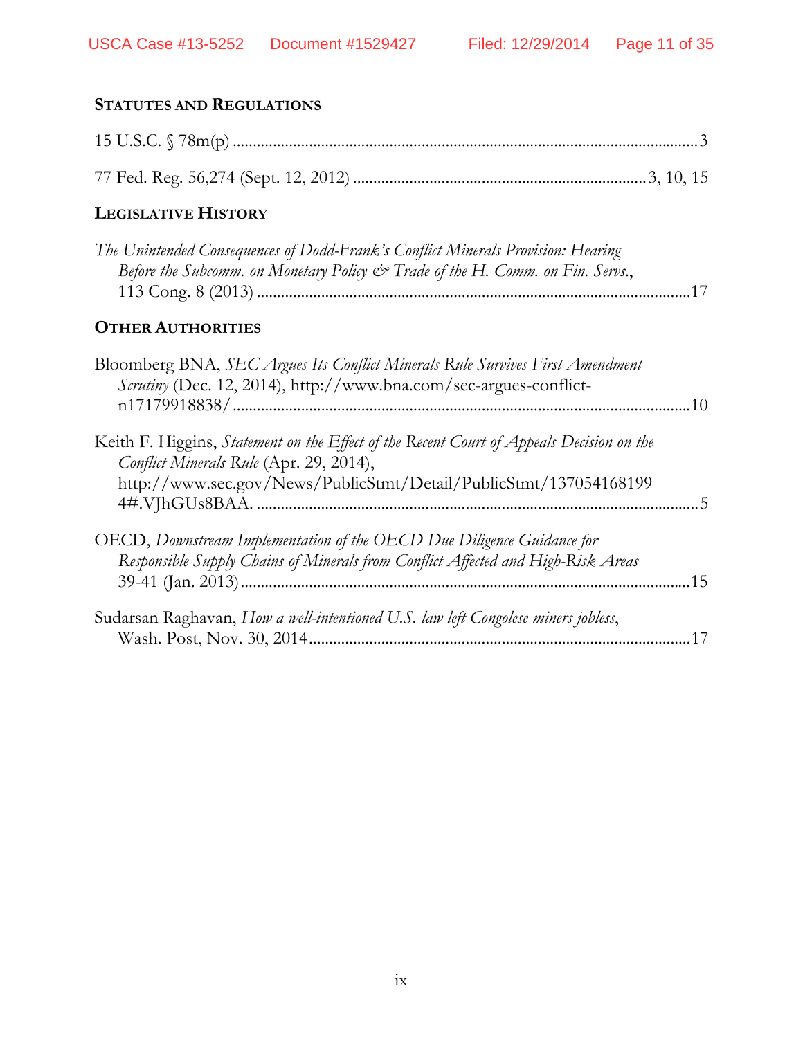### STATUTES AND REGULATIONS

15 U.S.C. § 78m(p) ....................................................................................................3

77 Fed. Reg. 56,274 (Sept. 12, 2012) .......................................................................3, 10, 15

### LEGISLATIVE HISTORY

*The Unintended Consequences of Dodd-Frank's Conflict Minerals Provision: Hearing Before the Subcomm. on Monetary Policy & Trade of the H. Comm. on Fin. Servs.*, 113 Cong. 8 (2013) ..........................................................................................................17

### OTHER AUTHORITIES

Bloomberg BNA, *SEC Argues Its Conflict Minerals Rule Survives First Amendment Scrutiny* (Dec. 12, 2014), http://www.bna.com/sec-argues-conflict-n17179918838/ ................................................................................................................10

Keith F. Higgins, *Statement on the Effect of the Recent Court of Appeals Decision on the Conflict Minerals Rule* (Apr. 29, 2014), http://www.sec.gov/News/PublicStmt/Detail/PublicStmt/1370541681994#.VJhGUs8BAA. ............................................................................................................5

OECD, *Downstream Implementation of the OECD Due Diligence Guidance for Responsible Supply Chains of Minerals from Conflict Affected and High-Risk Areas* 39-41 (Jan. 2013).............................................................................................................15

Sudarsan Raghavan, *How a well-intentioned U.S. law left Congolese miners jobless*, Wash. Post, Nov. 30, 2014.............................................................................................17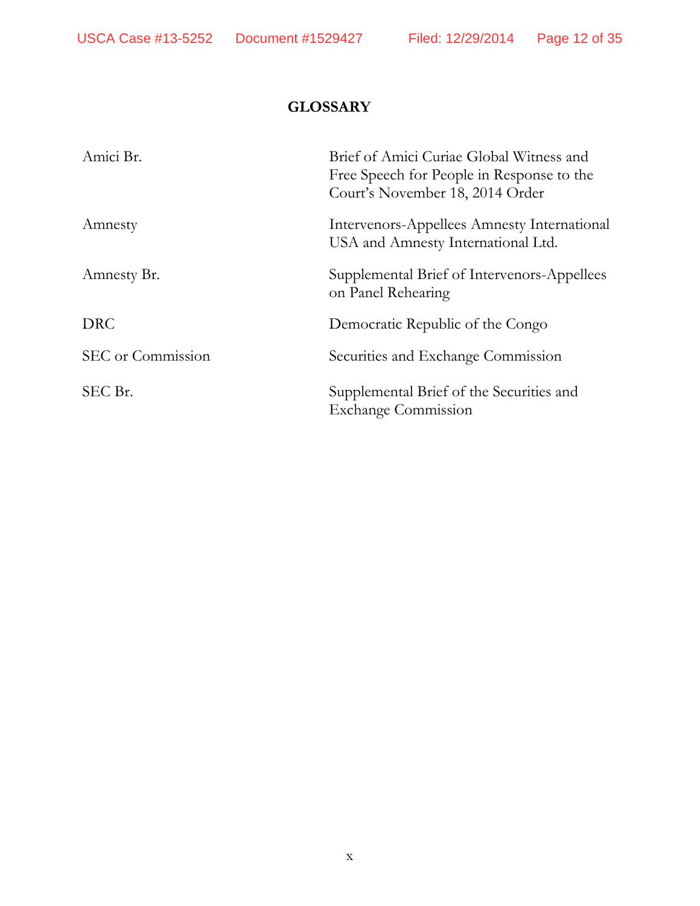# GLOSSARY

| | |
|---|---|
| Amici Br. | Brief of Amici Curiae Global Witness and Free Speech for People in Response to the Court's November 18, 2014 Order |
| Amnesty | Intervenors-Appellees Amnesty International USA and Amnesty International Ltd. |
| Amnesty Br. | Supplemental Brief of Intervenors-Appellees on Panel Rehearing |
| DRC | Democratic Republic of the Congo |
| SEC or Commission | Securities and Exchange Commission |
| SEC Br. | Supplemental Brief of the Securities and Exchange Commission |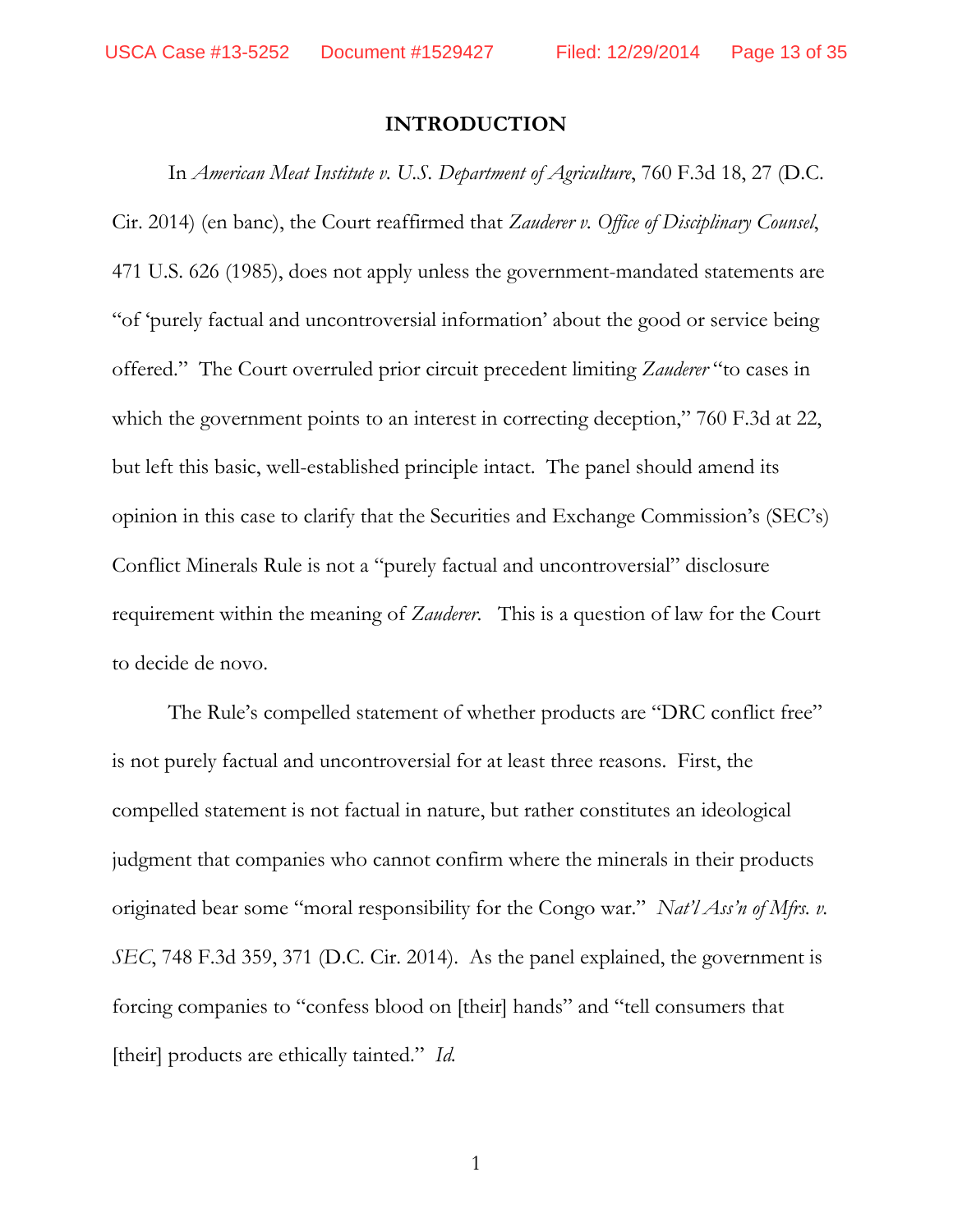## INTRODUCTION

In *American Meat Institute v. U.S. Department of Agriculture*, 760 F.3d 18, 27 (D.C. Cir. 2014) (en banc), the Court reaffirmed that *Zauderer v. Office of Disciplinary Counsel*, 471 U.S. 626 (1985), does not apply unless the government-mandated statements are "of 'purely factual and uncontroversial information' about the good or service being offered." The Court overruled prior circuit precedent limiting *Zauderer* "to cases in which the government points to an interest in correcting deception," 760 F.3d at 22, but left this basic, well-established principle intact. The panel should amend its opinion in this case to clarify that the Securities and Exchange Commission's (SEC's) Conflict Minerals Rule is not a "purely factual and uncontroversial" disclosure requirement within the meaning of *Zauderer*. This is a question of law for the Court to decide de novo.

The Rule's compelled statement of whether products are "DRC conflict free" is not purely factual and uncontroversial for at least three reasons. First, the compelled statement is not factual in nature, but rather constitutes an ideological judgment that companies who cannot confirm where the minerals in their products originated bear some "moral responsibility for the Congo war." *Nat'l Ass'n of Mfrs. v. SEC*, 748 F.3d 359, 371 (D.C. Cir. 2014). As the panel explained, the government is forcing companies to "confess blood on [their] hands" and "tell consumers that [their] products are ethically tainted." *Id.*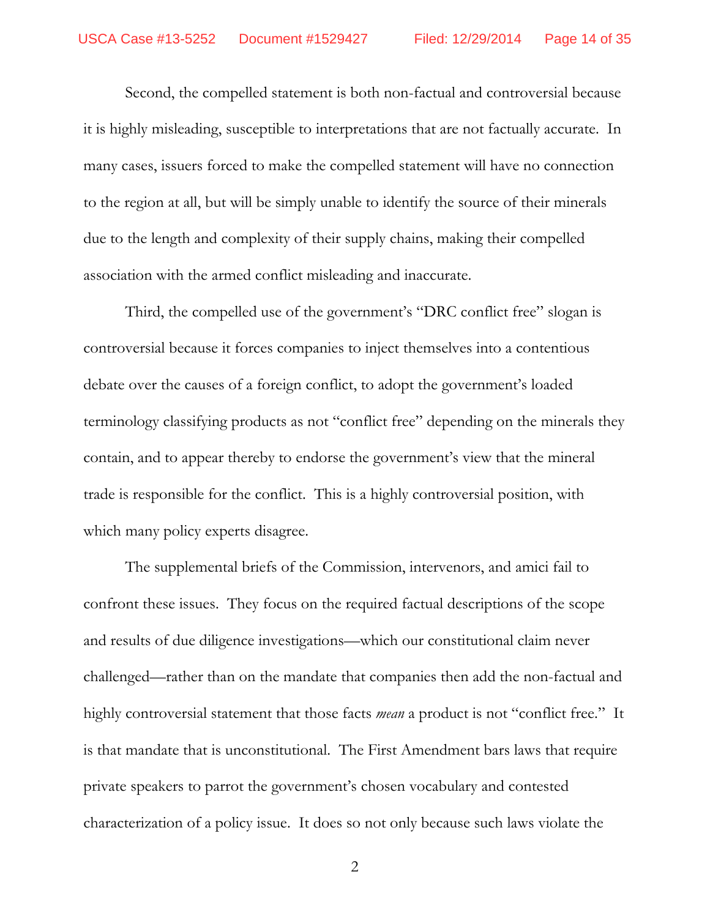Second, the compelled statement is both non-factual and controversial because it is highly misleading, susceptible to interpretations that are not factually accurate. In many cases, issuers forced to make the compelled statement will have no connection to the region at all, but will be simply unable to identify the source of their minerals due to the length and complexity of their supply chains, making their compelled association with the armed conflict misleading and inaccurate.

Third, the compelled use of the government's "DRC conflict free" slogan is controversial because it forces companies to inject themselves into a contentious debate over the causes of a foreign conflict, to adopt the government's loaded terminology classifying products as not "conflict free" depending on the minerals they contain, and to appear thereby to endorse the government's view that the mineral trade is responsible for the conflict. This is a highly controversial position, with which many policy experts disagree.

The supplemental briefs of the Commission, intervenors, and amici fail to confront these issues. They focus on the required factual descriptions of the scope and results of due diligence investigations—which our constitutional claim never challenged—rather than on the mandate that companies then add the non-factual and highly controversial statement that those facts *mean* a product is not "conflict free." It is that mandate that is unconstitutional. The First Amendment bars laws that require private speakers to parrot the government's chosen vocabulary and contested characterization of a policy issue. It does so not only because such laws violate the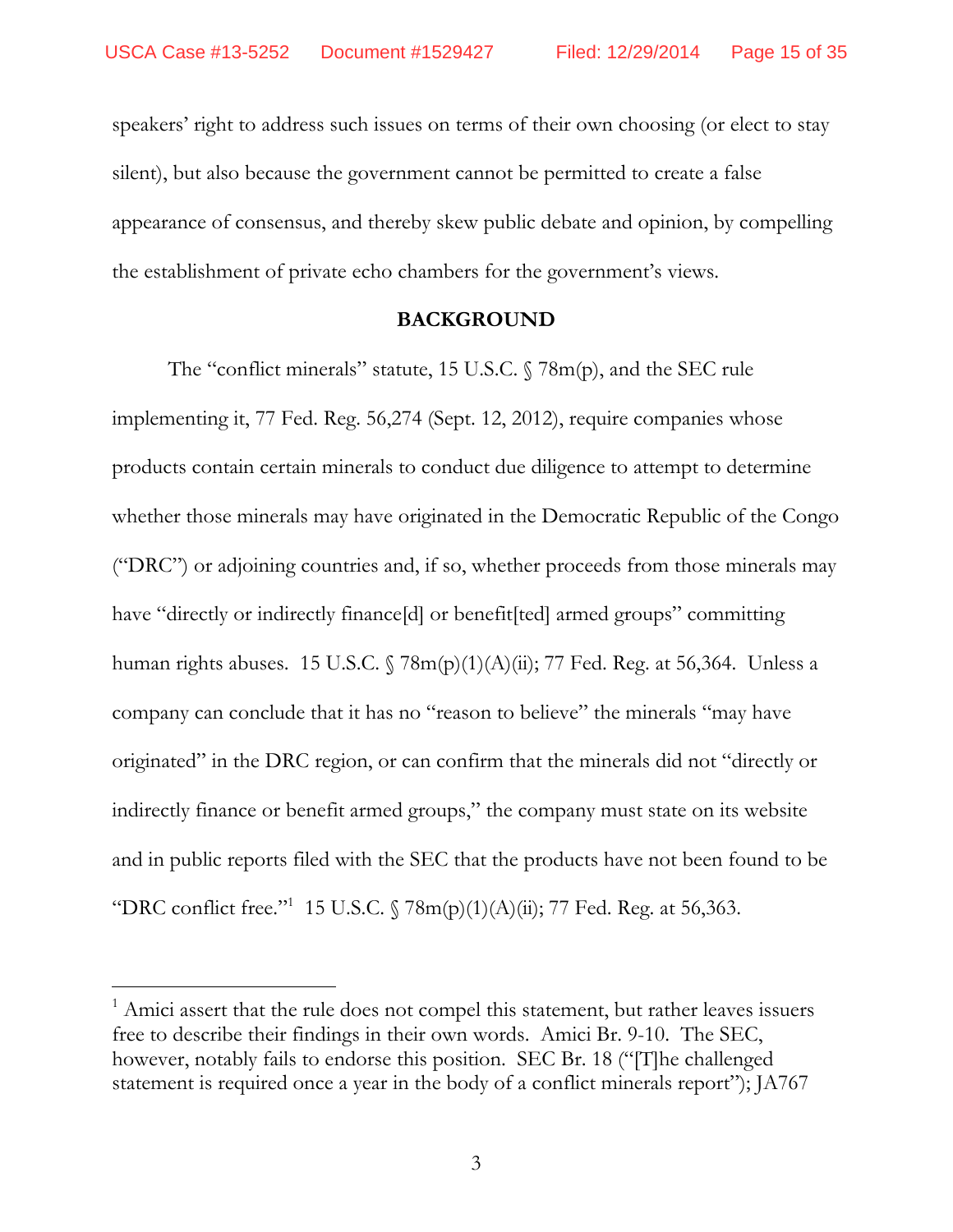speakers' right to address such issues on terms of their own choosing (or elect to stay silent), but also because the government cannot be permitted to create a false appearance of consensus, and thereby skew public debate and opinion, by compelling the establishment of private echo chambers for the government's views.

## BACKGROUND

The "conflict minerals" statute, 15 U.S.C. § 78m(p), and the SEC rule implementing it, 77 Fed. Reg. 56,274 (Sept. 12, 2012), require companies whose products contain certain minerals to conduct due diligence to attempt to determine whether those minerals may have originated in the Democratic Republic of the Congo ("DRC") or adjoining countries and, if so, whether proceeds from those minerals may have "directly or indirectly finance[d] or benefit[ted] armed groups" committing human rights abuses. 15 U.S.C. § 78m(p)(1)(A)(ii); 77 Fed. Reg. at 56,364. Unless a company can conclude that it has no "reason to believe" the minerals "may have originated" in the DRC region, or can confirm that the minerals did not "directly or indirectly finance or benefit armed groups," the company must state on its website and in public reports filed with the SEC that the products have not been found to be "DRC conflict free."[1] 15 U.S.C. § 78m(p)(1)(A)(ii); 77 Fed. Reg. at 56,363.

---

[1] Amici assert that the rule does not compel this statement, but rather leaves issuers free to describe their findings in their own words. Amici Br. 9-10. The SEC, however, notably fails to endorse this position. SEC Br. 18 ("[T]he challenged statement is required once a year in the body of a conflict minerals report"); JA767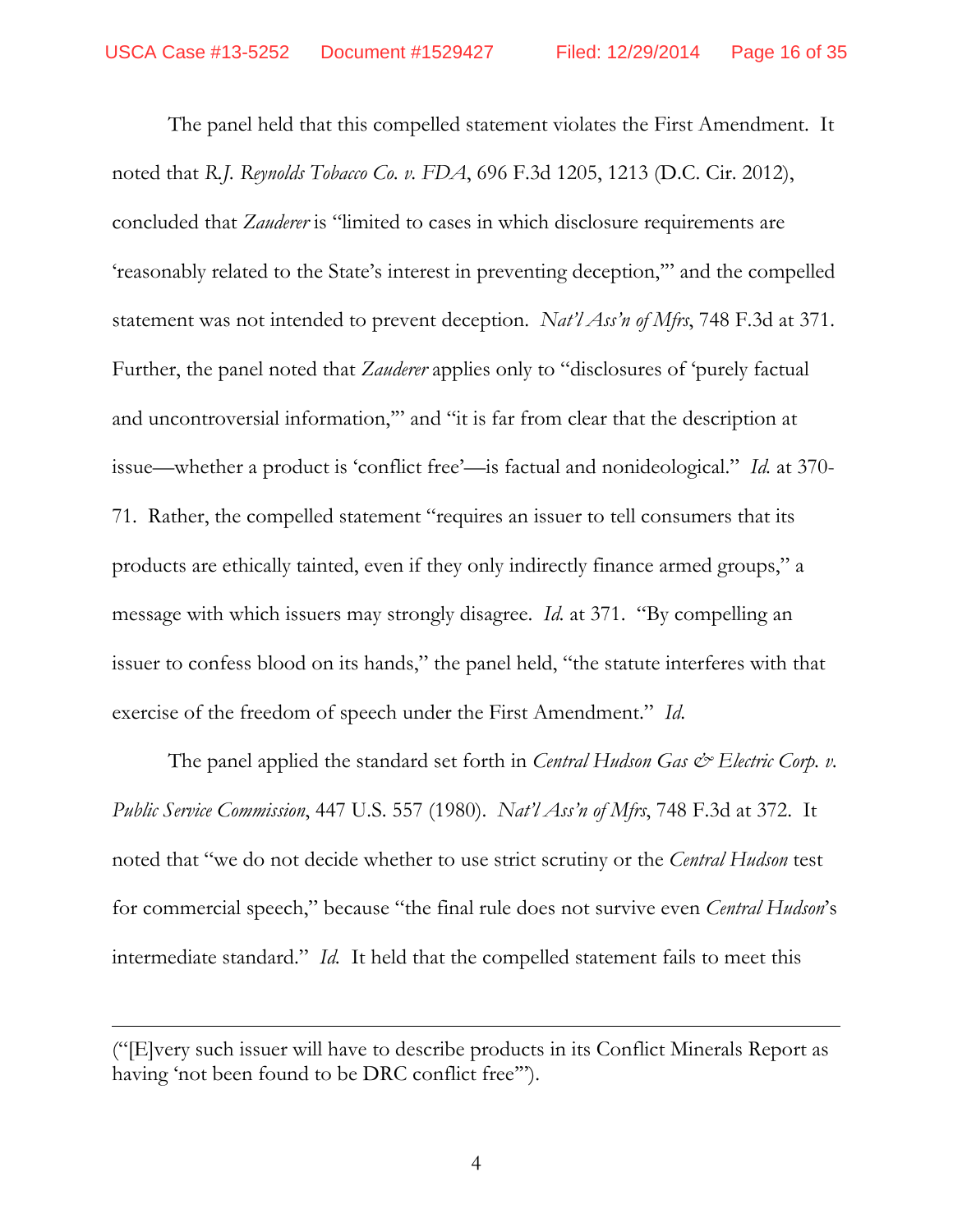The panel held that this compelled statement violates the First Amendment. It noted that *R.J. Reynolds Tobacco Co. v. FDA*, 696 F.3d 1205, 1213 (D.C. Cir. 2012), concluded that *Zauderer* is "limited to cases in which disclosure requirements are 'reasonably related to the State's interest in preventing deception,'" and the compelled statement was not intended to prevent deception. *Nat'l Ass'n of Mfrs*, 748 F.3d at 371. Further, the panel noted that *Zauderer* applies only to "disclosures of 'purely factual and uncontroversial information,'" and "it is far from clear that the description at issue—whether a product is 'conflict free'—is factual and nonideological." *Id.* at 370-71. Rather, the compelled statement "requires an issuer to tell consumers that its products are ethically tainted, even if they only indirectly finance armed groups," a message with which issuers may strongly disagree. *Id.* at 371. "By compelling an issuer to confess blood on its hands," the panel held, "the statute interferes with that exercise of the freedom of speech under the First Amendment." *Id.*

The panel applied the standard set forth in *Central Hudson Gas & Electric Corp. v. Public Service Commission*, 447 U.S. 557 (1980). *Nat'l Ass'n of Mfrs*, 748 F.3d at 372. It noted that "we do not decide whether to use strict scrutiny or the *Central Hudson* test for commercial speech," because "the final rule does not survive even *Central Hudson*'s intermediate standard." *Id.* It held that the compelled statement fails to meet this

---

("[E]very such issuer will have to describe products in its Conflict Minerals Report as having 'not been found to be DRC conflict free'").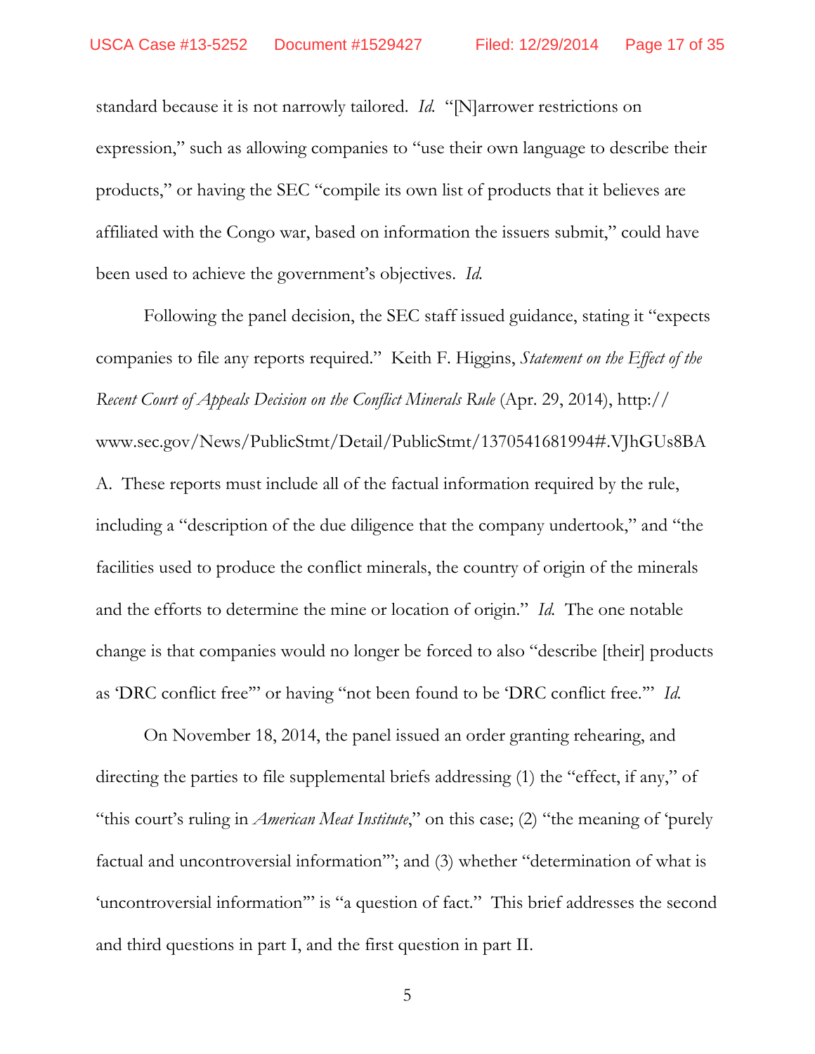standard because it is not narrowly tailored. *Id.* "[N]arrower restrictions on expression," such as allowing companies to "use their own language to describe their products," or having the SEC "compile its own list of products that it believes are affiliated with the Congo war, based on information the issuers submit," could have been used to achieve the government's objectives. *Id.*

Following the panel decision, the SEC staff issued guidance, stating it "expects companies to file any reports required." Keith F. Higgins, *Statement on the Effect of the Recent Court of Appeals Decision on the Conflict Minerals Rule* (Apr. 29, 2014), http://www.sec.gov/News/PublicStmt/Detail/PublicStmt/1370541681994#.VJhGUs8BAA. These reports must include all of the factual information required by the rule, including a "description of the due diligence that the company undertook," and "the facilities used to produce the conflict minerals, the country of origin of the minerals and the efforts to determine the mine or location of origin." *Id.* The one notable change is that companies would no longer be forced to also "describe [their] products as 'DRC conflict free'" or having "not been found to be 'DRC conflict free.'" *Id.*

On November 18, 2014, the panel issued an order granting rehearing, and directing the parties to file supplemental briefs addressing (1) the "effect, if any," of "this court's ruling in *American Meat Institute*," on this case; (2) "the meaning of 'purely factual and uncontroversial information'"; and (3) whether "determination of what is 'uncontroversial information'" is "a question of fact." This brief addresses the second and third questions in part I, and the first question in part II.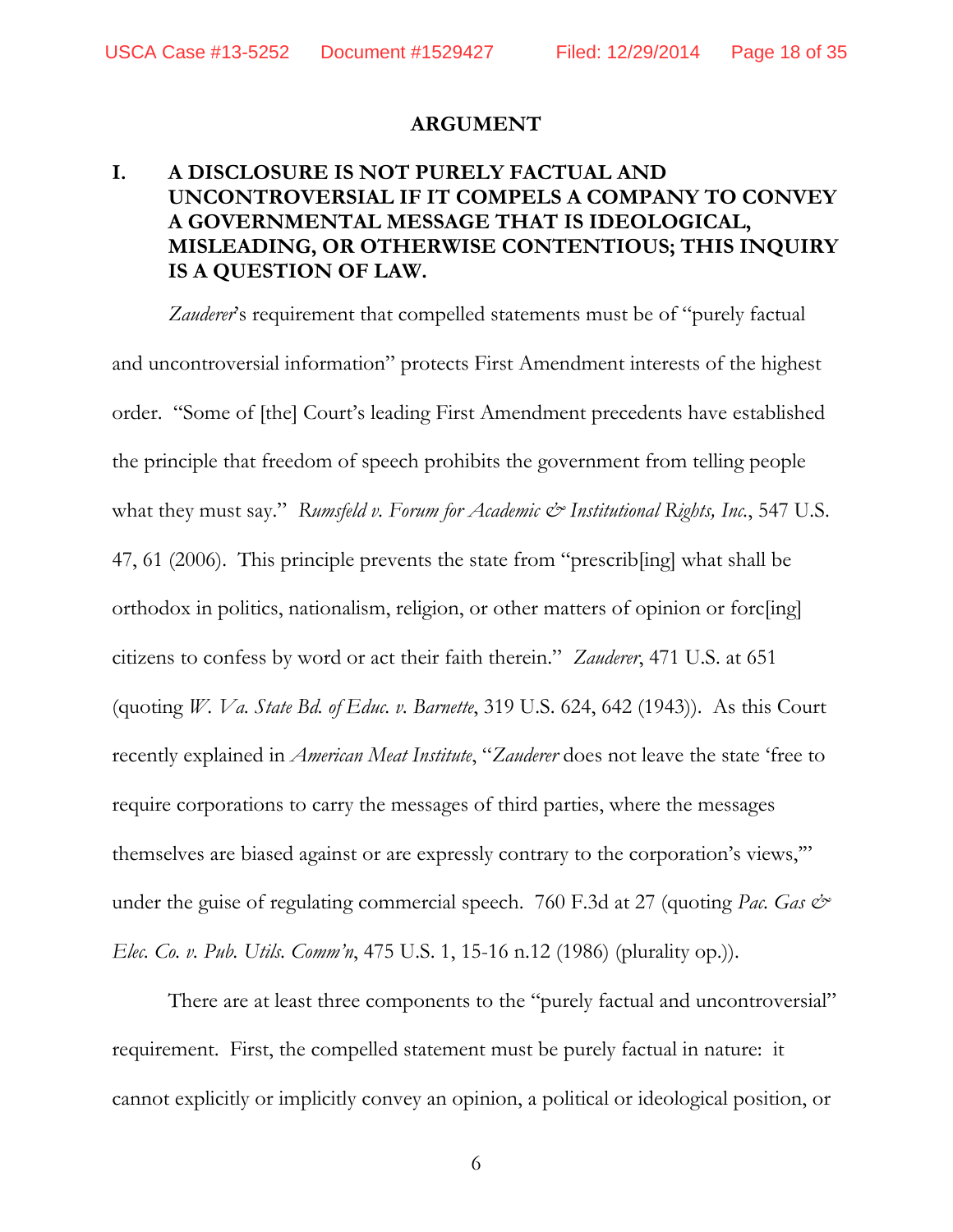## ARGUMENT

### I. A DISCLOSURE IS NOT PURELY FACTUAL AND UNCONTROVERSIAL IF IT COMPELS A COMPANY TO CONVEY A GOVERNMENTAL MESSAGE THAT IS IDEOLOGICAL, MISLEADING, OR OTHERWISE CONTENTIOUS; THIS INQUIRY IS A QUESTION OF LAW.

*Zauderer*'s requirement that compelled statements must be of "purely factual and uncontroversial information" protects First Amendment interests of the highest order. "Some of [the] Court's leading First Amendment precedents have established the principle that freedom of speech prohibits the government from telling people what they must say." *Rumsfeld v. Forum for Academic & Institutional Rights, Inc.*, 547 U.S. 47, 61 (2006). This principle prevents the state from "prescrib[ing] what shall be orthodox in politics, nationalism, religion, or other matters of opinion or forc[ing] citizens to confess by word or act their faith therein." *Zauderer*, 471 U.S. at 651 (quoting *W. Va. State Bd. of Educ. v. Barnette*, 319 U.S. 624, 642 (1943)). As this Court recently explained in *American Meat Institute*, "*Zauderer* does not leave the state 'free to require corporations to carry the messages of third parties, where the messages themselves are biased against or are expressly contrary to the corporation's views,'" under the guise of regulating commercial speech. 760 F.3d at 27 (quoting *Pac. Gas & Elec. Co. v. Pub. Utils. Comm'n*, 475 U.S. 1, 15-16 n.12 (1986) (plurality op.)).

There are at least three components to the "purely factual and uncontroversial" requirement. First, the compelled statement must be purely factual in nature: it cannot explicitly or implicitly convey an opinion, a political or ideological position, or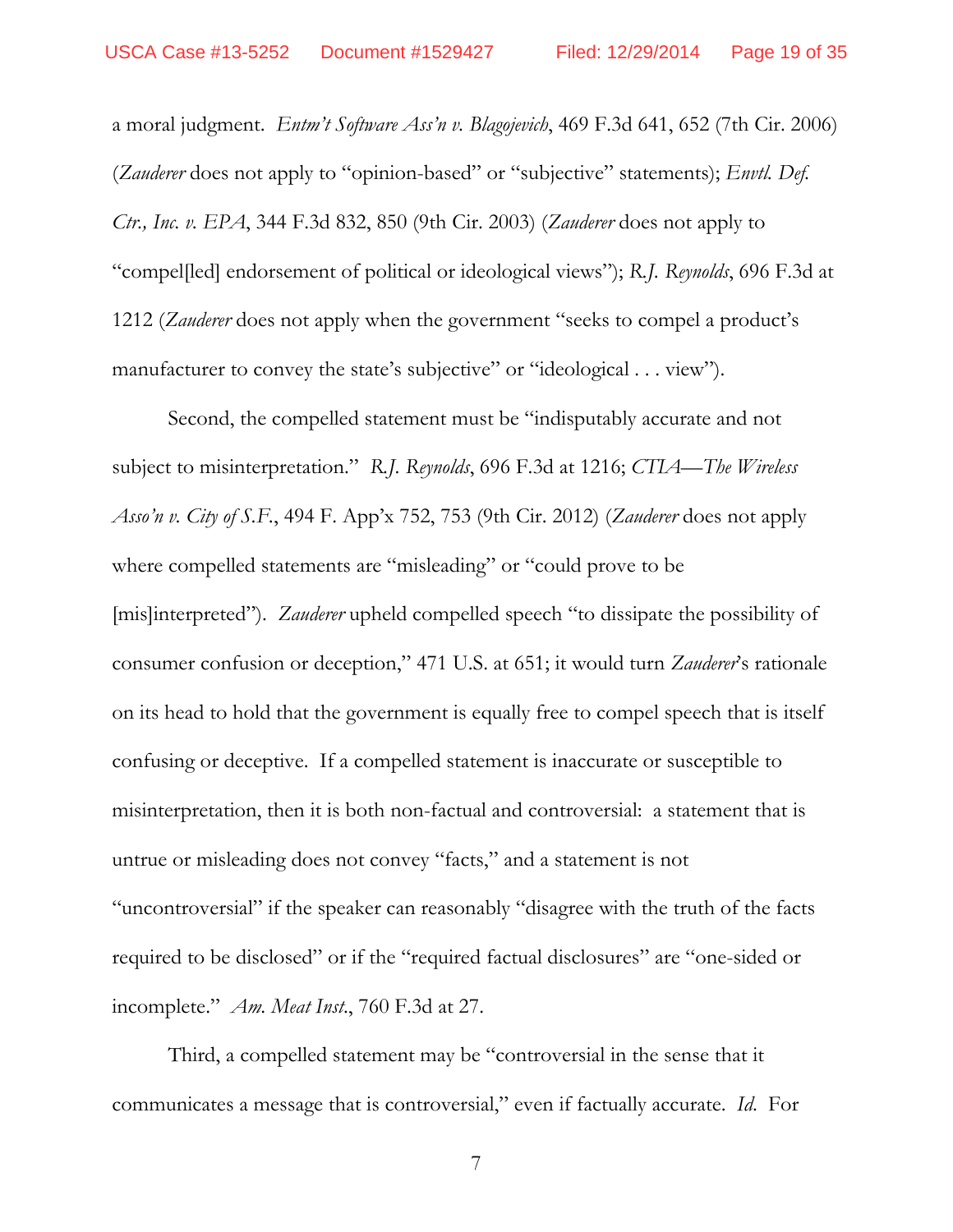a moral judgment. *Entm't Software Ass'n v. Blagojevich*, 469 F.3d 641, 652 (7th Cir. 2006) (*Zauderer* does not apply to "opinion-based" or "subjective" statements); *Envtl. Def. Ctr., Inc. v. EPA*, 344 F.3d 832, 850 (9th Cir. 2003) (*Zauderer* does not apply to "compel[led] endorsement of political or ideological views"); *R.J. Reynolds*, 696 F.3d at 1212 (*Zauderer* does not apply when the government "seeks to compel a product's manufacturer to convey the state's subjective" or "ideological . . . view").

Second, the compelled statement must be "indisputably accurate and not subject to misinterpretation." *R.J. Reynolds*, 696 F.3d at 1216; *CTIA—The Wireless Asso'n v. City of S.F.*, 494 F. App'x 752, 753 (9th Cir. 2012) (*Zauderer* does not apply where compelled statements are "misleading" or "could prove to be [mis]interpreted"). *Zauderer* upheld compelled speech "to dissipate the possibility of consumer confusion or deception," 471 U.S. at 651; it would turn *Zauderer*'s rationale on its head to hold that the government is equally free to compel speech that is itself confusing or deceptive. If a compelled statement is inaccurate or susceptible to misinterpretation, then it is both non-factual and controversial: a statement that is untrue or misleading does not convey "facts," and a statement is not "uncontroversial" if the speaker can reasonably "disagree with the truth of the facts required to be disclosed" or if the "required factual disclosures" are "one-sided or incomplete." *Am. Meat Inst.*, 760 F.3d at 27.

Third, a compelled statement may be "controversial in the sense that it communicates a message that is controversial," even if factually accurate. *Id.* For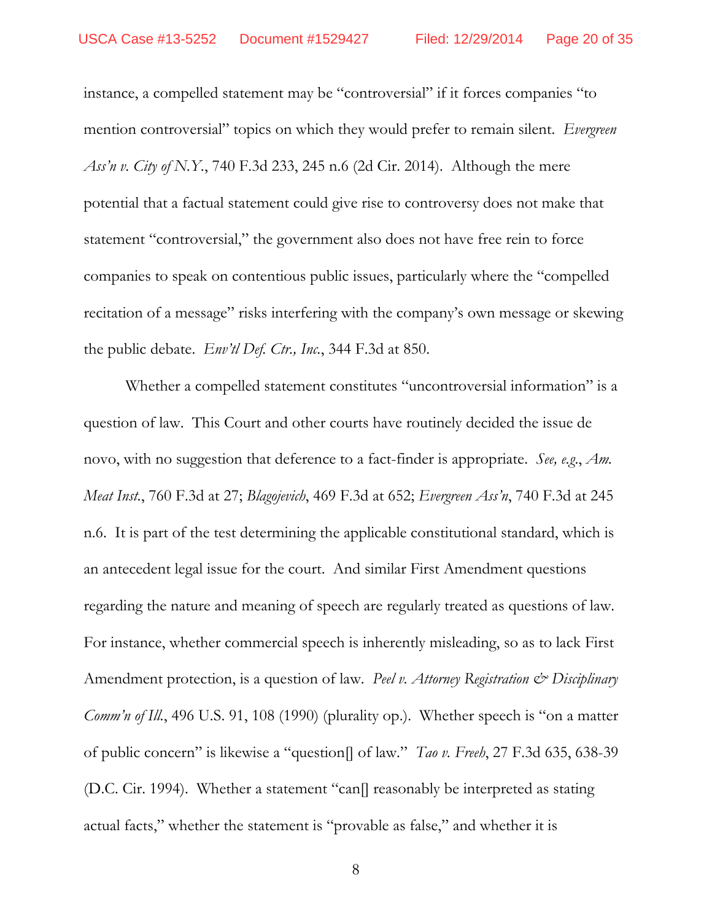instance, a compelled statement may be "controversial" if it forces companies "to mention controversial" topics on which they would prefer to remain silent. *Evergreen Ass'n v. City of N.Y.*, 740 F.3d 233, 245 n.6 (2d Cir. 2014). Although the mere potential that a factual statement could give rise to controversy does not make that statement "controversial," the government also does not have free rein to force companies to speak on contentious public issues, particularly where the "compelled recitation of a message" risks interfering with the company's own message or skewing the public debate. *Env'tl Def. Ctr., Inc.*, 344 F.3d at 850.

Whether a compelled statement constitutes "uncontroversial information" is a question of law. This Court and other courts have routinely decided the issue de novo, with no suggestion that deference to a fact-finder is appropriate. *See, e.g.*, *Am. Meat Inst.*, 760 F.3d at 27; *Blagojevich*, 469 F.3d at 652; *Evergreen Ass'n*, 740 F.3d at 245 n.6. It is part of the test determining the applicable constitutional standard, which is an antecedent legal issue for the court. And similar First Amendment questions regarding the nature and meaning of speech are regularly treated as questions of law. For instance, whether commercial speech is inherently misleading, so as to lack First Amendment protection, is a question of law. *Peel v. Attorney Registration & Disciplinary Comm'n of Ill.*, 496 U.S. 91, 108 (1990) (plurality op.). Whether speech is "on a matter of public concern" is likewise a "question[] of law." *Tao v. Freeh*, 27 F.3d 635, 638-39 (D.C. Cir. 1994). Whether a statement "can[] reasonably be interpreted as stating actual facts," whether the statement is "provable as false," and whether it is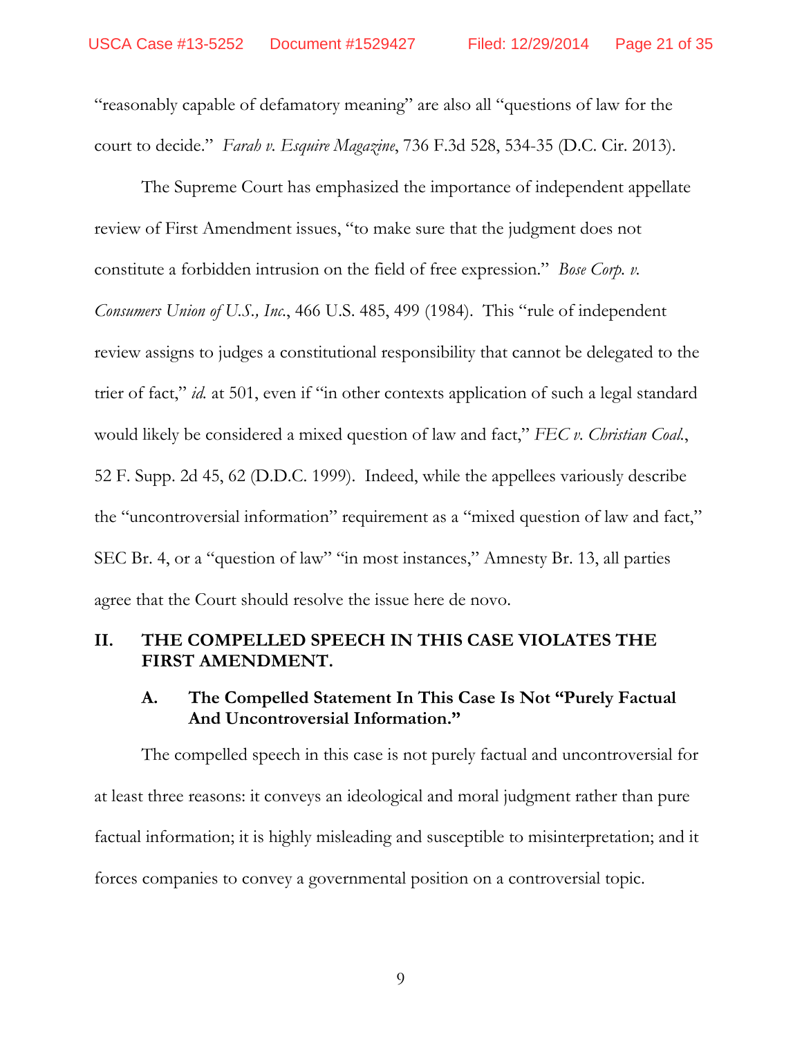"reasonably capable of defamatory meaning" are also all "questions of law for the court to decide." *Farah v. Esquire Magazine*, 736 F.3d 528, 534-35 (D.C. Cir. 2013).

The Supreme Court has emphasized the importance of independent appellate review of First Amendment issues, "to make sure that the judgment does not constitute a forbidden intrusion on the field of free expression." *Bose Corp. v. Consumers Union of U.S., Inc.*, 466 U.S. 485, 499 (1984). This "rule of independent review assigns to judges a constitutional responsibility that cannot be delegated to the trier of fact," *id.* at 501, even if "in other contexts application of such a legal standard would likely be considered a mixed question of law and fact," *FEC v. Christian Coal.*, 52 F. Supp. 2d 45, 62 (D.D.C. 1999). Indeed, while the appellees variously describe the "uncontroversial information" requirement as a "mixed question of law and fact," SEC Br. 4, or a "question of law" "in most instances," Amnesty Br. 13, all parties agree that the Court should resolve the issue here de novo.

## II. THE COMPELLED SPEECH IN THIS CASE VIOLATES THE FIRST AMENDMENT.

### A. The Compelled Statement In This Case Is Not "Purely Factual And Uncontroversial Information."

The compelled speech in this case is not purely factual and uncontroversial for at least three reasons: it conveys an ideological and moral judgment rather than pure factual information; it is highly misleading and susceptible to misinterpretation; and it forces companies to convey a governmental position on a controversial topic.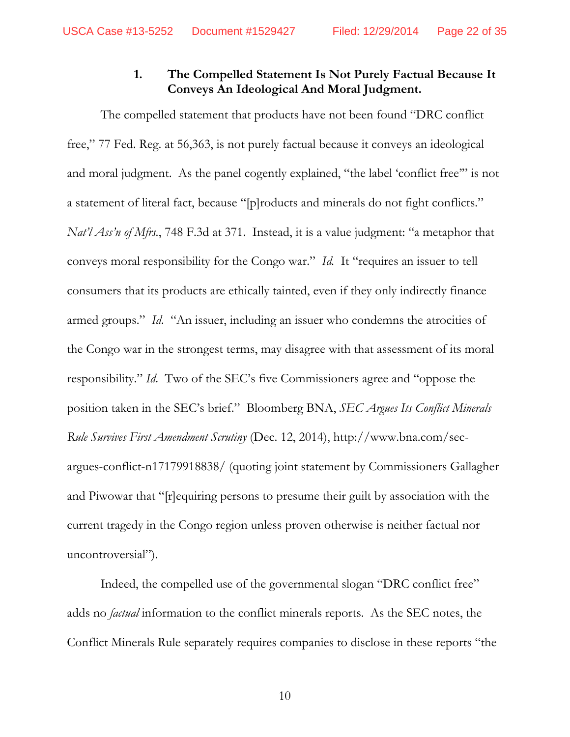### 1. The Compelled Statement Is Not Purely Factual Because It Conveys An Ideological And Moral Judgment.

The compelled statement that products have not been found "DRC conflict free," 77 Fed. Reg. at 56,363, is not purely factual because it conveys an ideological and moral judgment. As the panel cogently explained, "the label 'conflict free'" is not a statement of literal fact, because "[p]roducts and minerals do not fight conflicts." *Nat'l Ass'n of Mfrs.*, 748 F.3d at 371. Instead, it is a value judgment: "a metaphor that conveys moral responsibility for the Congo war." *Id.* It "requires an issuer to tell consumers that its products are ethically tainted, even if they only indirectly finance armed groups." *Id.* "An issuer, including an issuer who condemns the atrocities of the Congo war in the strongest terms, may disagree with that assessment of its moral responsibility." *Id.* Two of the SEC's five Commissioners agree and "oppose the position taken in the SEC's brief." Bloomberg BNA, *SEC Argues Its Conflict Minerals Rule Survives First Amendment Scrutiny* (Dec. 12, 2014), http://www.bna.com/sec-argues-conflict-n17179918838/ (quoting joint statement by Commissioners Gallagher and Piwowar that "[r]equiring persons to presume their guilt by association with the current tragedy in the Congo region unless proven otherwise is neither factual nor uncontroversial").

Indeed, the compelled use of the governmental slogan "DRC conflict free" adds no *factual* information to the conflict minerals reports. As the SEC notes, the Conflict Minerals Rule separately requires companies to disclose in these reports "the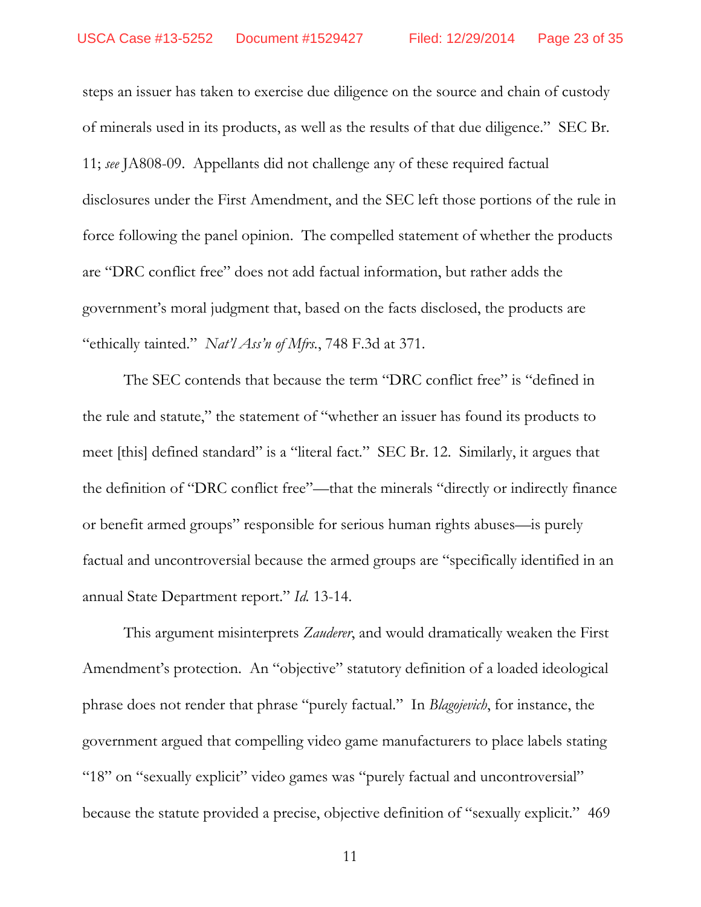steps an issuer has taken to exercise due diligence on the source and chain of custody of minerals used in its products, as well as the results of that due diligence." SEC Br. 11; *see* JA808-09. Appellants did not challenge any of these required factual disclosures under the First Amendment, and the SEC left those portions of the rule in force following the panel opinion. The compelled statement of whether the products are "DRC conflict free" does not add factual information, but rather adds the government's moral judgment that, based on the facts disclosed, the products are "ethically tainted." *Nat'l Ass'n of Mfrs.*, 748 F.3d at 371.

The SEC contends that because the term "DRC conflict free" is "defined in the rule and statute," the statement of "whether an issuer has found its products to meet [this] defined standard" is a "literal fact." SEC Br. 12. Similarly, it argues that the definition of "DRC conflict free"—that the minerals "directly or indirectly finance or benefit armed groups" responsible for serious human rights abuses—is purely factual and uncontroversial because the armed groups are "specifically identified in an annual State Department report." *Id.* 13-14.

This argument misinterprets *Zauderer*, and would dramatically weaken the First Amendment's protection. An "objective" statutory definition of a loaded ideological phrase does not render that phrase "purely factual." In *Blagojevich*, for instance, the government argued that compelling video game manufacturers to place labels stating "18" on "sexually explicit" video games was "purely factual and uncontroversial" because the statute provided a precise, objective definition of "sexually explicit." 469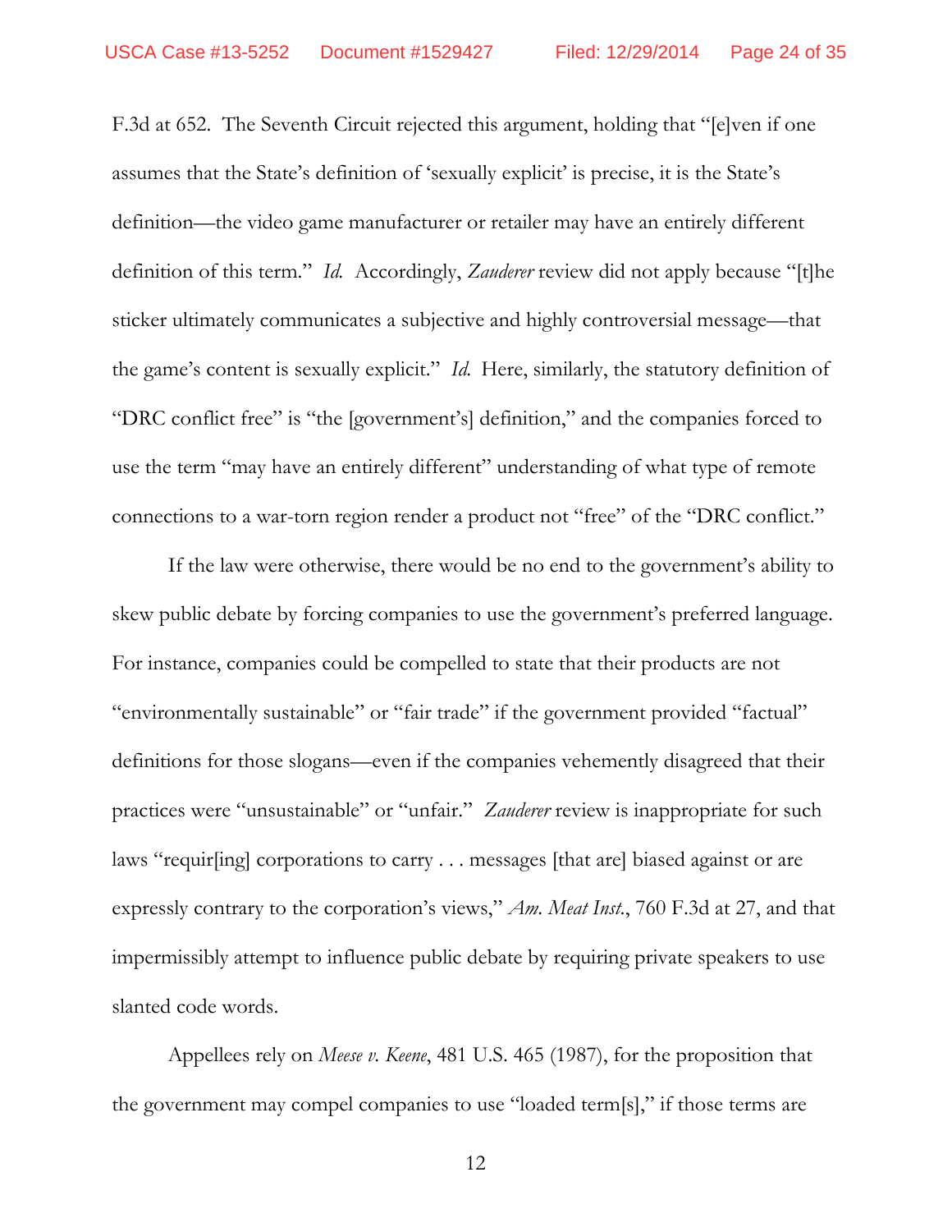F.3d at 652. The Seventh Circuit rejected this argument, holding that "[e]ven if one assumes that the State's definition of 'sexually explicit' is precise, it is the State's definition—the video game manufacturer or retailer may have an entirely different definition of this term." *Id.* Accordingly, *Zauderer* review did not apply because "[t]he sticker ultimately communicates a subjective and highly controversial message—that the game's content is sexually explicit." *Id.* Here, similarly, the statutory definition of "DRC conflict free" is "the [government's] definition," and the companies forced to use the term "may have an entirely different" understanding of what type of remote connections to a war-torn region render a product not "free" of the "DRC conflict."

If the law were otherwise, there would be no end to the government's ability to skew public debate by forcing companies to use the government's preferred language. For instance, companies could be compelled to state that their products are not "environmentally sustainable" or "fair trade" if the government provided "factual" definitions for those slogans—even if the companies vehemently disagreed that their practices were "unsustainable" or "unfair." *Zauderer* review is inappropriate for such laws "requir[ing] corporations to carry . . . messages [that are] biased against or are expressly contrary to the corporation's views," *Am. Meat Inst.*, 760 F.3d at 27, and that impermissibly attempt to influence public debate by requiring private speakers to use slanted code words.

Appellees rely on *Meese v. Keene*, 481 U.S. 465 (1987), for the proposition that the government may compel companies to use "loaded term[s]," if those terms are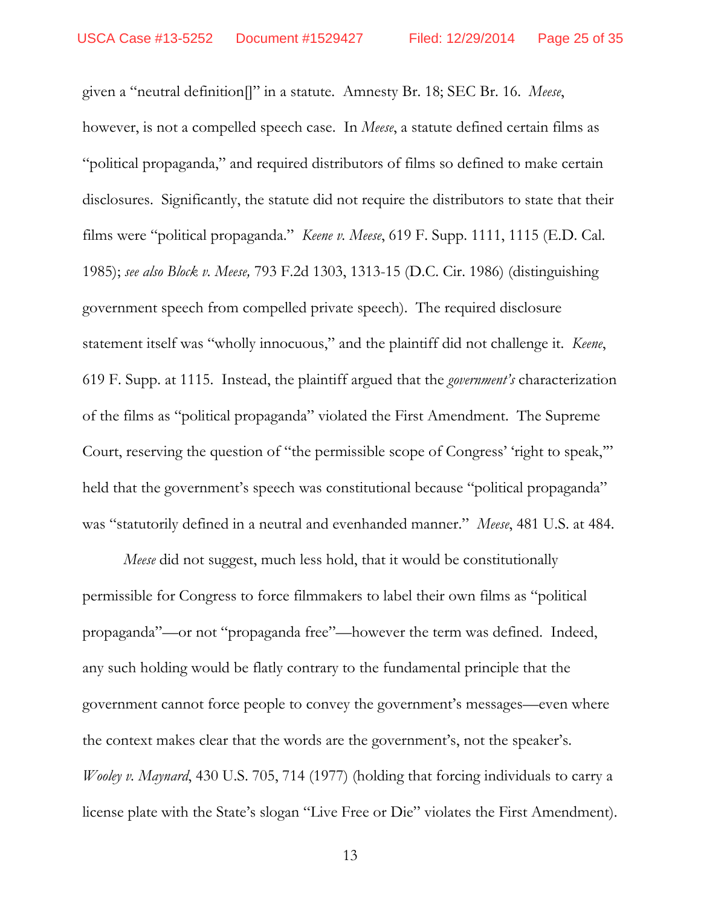given a "neutral definition[]" in a statute. Amnesty Br. 18; SEC Br. 16. *Meese*, however, is not a compelled speech case. In *Meese*, a statute defined certain films as "political propaganda," and required distributors of films so defined to make certain disclosures. Significantly, the statute did not require the distributors to state that their films were "political propaganda." *Keene v. Meese*, 619 F. Supp. 1111, 1115 (E.D. Cal. 1985); *see also Block v. Meese,* 793 F.2d 1303, 1313-15 (D.C. Cir. 1986) (distinguishing government speech from compelled private speech). The required disclosure statement itself was "wholly innocuous," and the plaintiff did not challenge it. *Keene*, 619 F. Supp. at 1115. Instead, the plaintiff argued that the *government's* characterization of the films as "political propaganda" violated the First Amendment. The Supreme Court, reserving the question of "the permissible scope of Congress' 'right to speak,'" held that the government's speech was constitutional because "political propaganda" was "statutorily defined in a neutral and evenhanded manner." *Meese*, 481 U.S. at 484.

*Meese* did not suggest, much less hold, that it would be constitutionally permissible for Congress to force filmmakers to label their own films as "political propaganda"—or not "propaganda free"—however the term was defined. Indeed, any such holding would be flatly contrary to the fundamental principle that the government cannot force people to convey the government's messages—even where the context makes clear that the words are the government's, not the speaker's. *Wooley v. Maynard*, 430 U.S. 705, 714 (1977) (holding that forcing individuals to carry a license plate with the State's slogan "Live Free or Die" violates the First Amendment).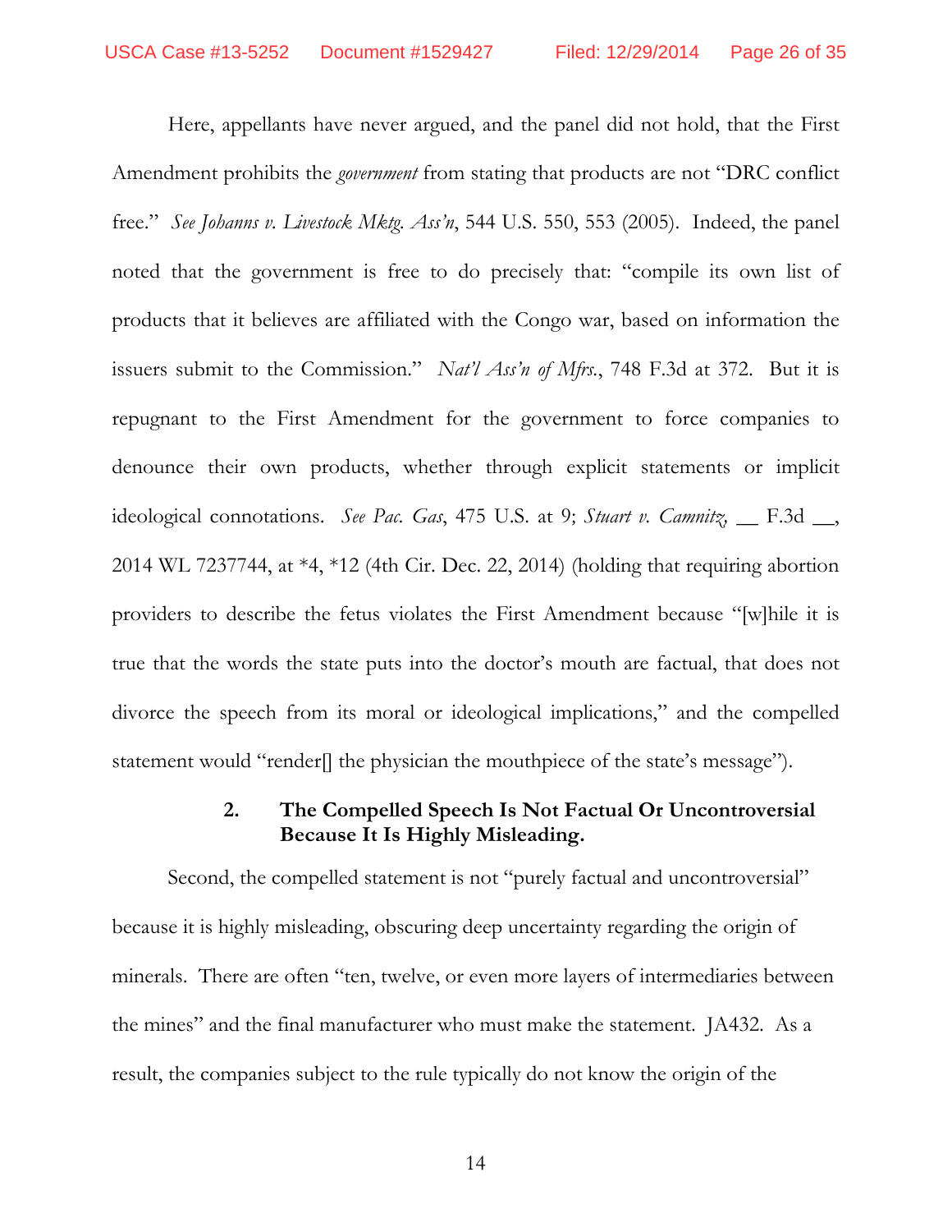Here, appellants have never argued, and the panel did not hold, that the First Amendment prohibits the *government* from stating that products are not "DRC conflict free." *See Johanns v. Livestock Mktg. Ass'n*, 544 U.S. 550, 553 (2005). Indeed, the panel noted that the government is free to do precisely that: "compile its own list of products that it believes are affiliated with the Congo war, based on information the issuers submit to the Commission." *Nat'l Ass'n of Mfrs.*, 748 F.3d at 372. But it is repugnant to the First Amendment for the government to force companies to denounce their own products, whether through explicit statements or implicit ideological connotations. *See Pac. Gas*, 475 U.S. at 9; *Stuart v. Camnitz*, __ F.3d __, 2014 WL 7237744, at *4, *12 (4th Cir. Dec. 22, 2014) (holding that requiring abortion providers to describe the fetus violates the First Amendment because "[w]hile it is true that the words the state puts into the doctor's mouth are factual, that does not divorce the speech from its moral or ideological implications," and the compelled statement would "render[] the physician the mouthpiece of the state's message").

**2. The Compelled Speech Is Not Factual Or Uncontroversial Because It Is Highly Misleading.**

Second, the compelled statement is not "purely factual and uncontroversial" because it is highly misleading, obscuring deep uncertainty regarding the origin of minerals. There are often "ten, twelve, or even more layers of intermediaries between the mines" and the final manufacturer who must make the statement. JA432. As a result, the companies subject to the rule typically do not know the origin of the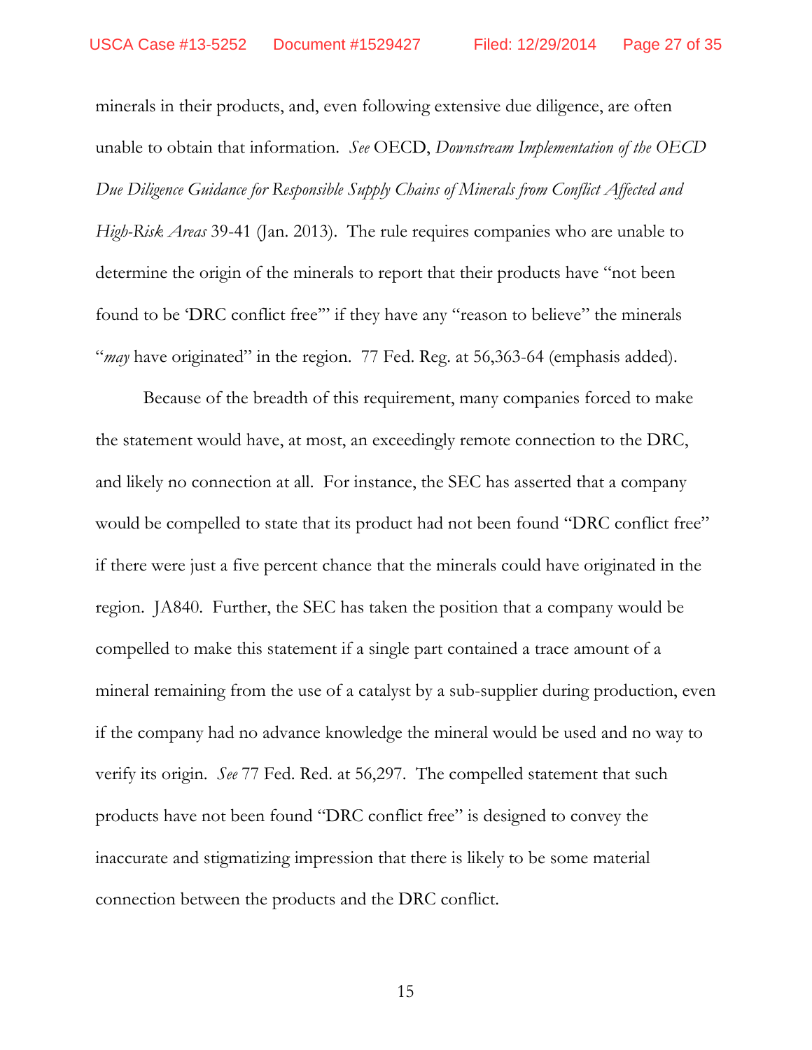minerals in their products, and, even following extensive due diligence, are often unable to obtain that information. *See* OECD, *Downstream Implementation of the OECD Due Diligence Guidance for Responsible Supply Chains of Minerals from Conflict Affected and High-Risk Areas* 39-41 (Jan. 2013). The rule requires companies who are unable to determine the origin of the minerals to report that their products have "not been found to be 'DRC conflict free'" if they have any "reason to believe" the minerals "*may* have originated" in the region. 77 Fed. Reg. at 56,363-64 (emphasis added).

Because of the breadth of this requirement, many companies forced to make the statement would have, at most, an exceedingly remote connection to the DRC, and likely no connection at all. For instance, the SEC has asserted that a company would be compelled to state that its product had not been found "DRC conflict free" if there were just a five percent chance that the minerals could have originated in the region. JA840. Further, the SEC has taken the position that a company would be compelled to make this statement if a single part contained a trace amount of a mineral remaining from the use of a catalyst by a sub-supplier during production, even if the company had no advance knowledge the mineral would be used and no way to verify its origin. *See* 77 Fed. Red. at 56,297. The compelled statement that such products have not been found "DRC conflict free" is designed to convey the inaccurate and stigmatizing impression that there is likely to be some material connection between the products and the DRC conflict.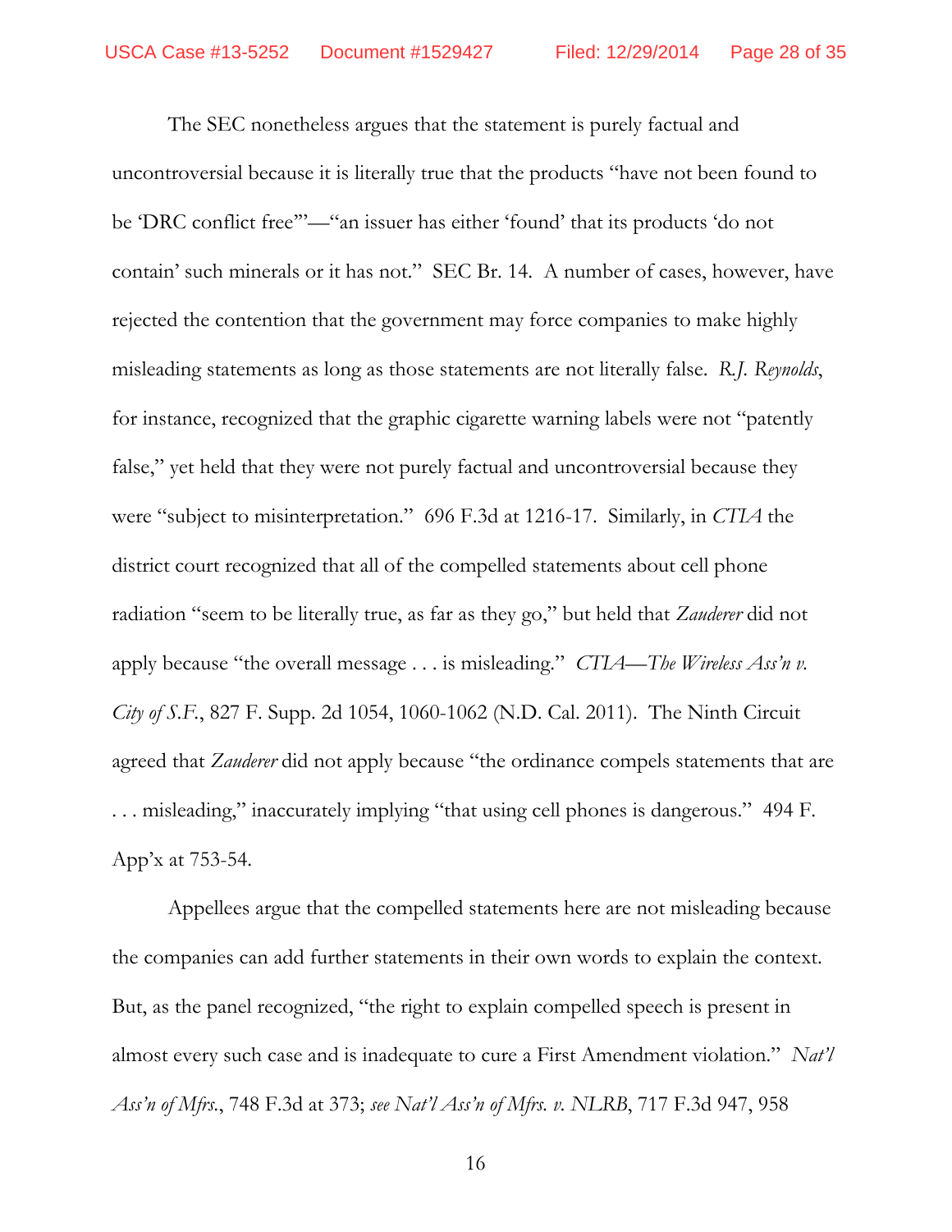The SEC nonetheless argues that the statement is purely factual and uncontroversial because it is literally true that the products "have not been found to be 'DRC conflict free'"—"an issuer has either 'found' that its products 'do not contain' such minerals or it has not." SEC Br. 14. A number of cases, however, have rejected the contention that the government may force companies to make highly misleading statements as long as those statements are not literally false. *R.J. Reynolds*, for instance, recognized that the graphic cigarette warning labels were not "patently false," yet held that they were not purely factual and uncontroversial because they were "subject to misinterpretation." 696 F.3d at 1216-17. Similarly, in *CTIA* the district court recognized that all of the compelled statements about cell phone radiation "seem to be literally true, as far as they go," but held that *Zauderer* did not apply because "the overall message . . . is misleading." *CTIA—The Wireless Ass'n v. City of S.F.*, 827 F. Supp. 2d 1054, 1060-1062 (N.D. Cal. 2011). The Ninth Circuit agreed that *Zauderer* did not apply because "the ordinance compels statements that are . . . misleading," inaccurately implying "that using cell phones is dangerous." 494 F. App'x at 753-54.

Appellees argue that the compelled statements here are not misleading because the companies can add further statements in their own words to explain the context. But, as the panel recognized, "the right to explain compelled speech is present in almost every such case and is inadequate to cure a First Amendment violation." *Nat'l Ass'n of Mfrs.*, 748 F.3d at 373; *see Nat'l Ass'n of Mfrs. v. NLRB*, 717 F.3d 947, 958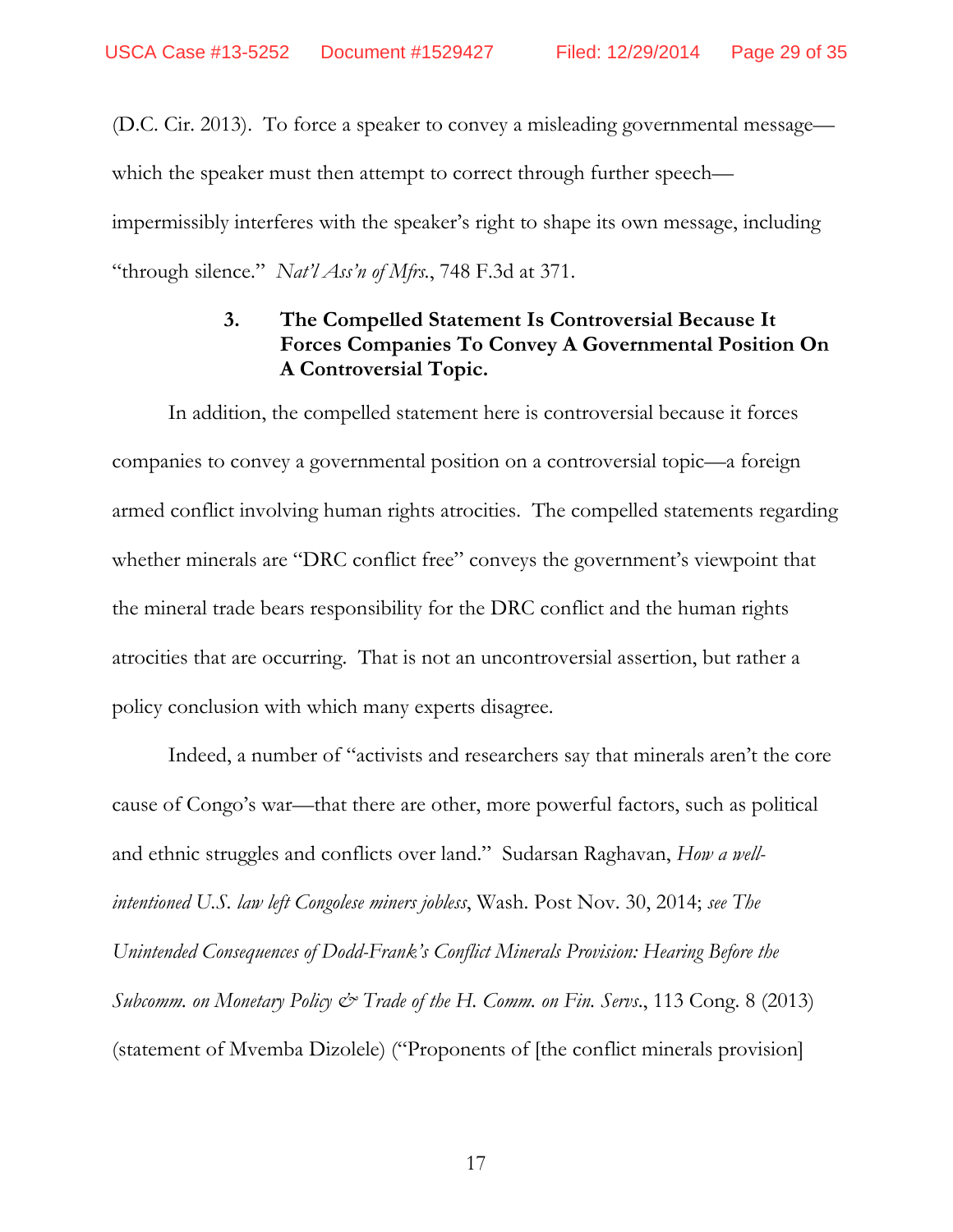(D.C. Cir. 2013). To force a speaker to convey a misleading governmental message—which the speaker must then attempt to correct through further speech—impermissibly interferes with the speaker's right to shape its own message, including "through silence." *Nat'l Ass'n of Mfrs.*, 748 F.3d at 371.

### 3. The Compelled Statement Is Controversial Because It Forces Companies To Convey A Governmental Position On A Controversial Topic.

In addition, the compelled statement here is controversial because it forces companies to convey a governmental position on a controversial topic—a foreign armed conflict involving human rights atrocities. The compelled statements regarding whether minerals are "DRC conflict free" conveys the government's viewpoint that the mineral trade bears responsibility for the DRC conflict and the human rights atrocities that are occurring. That is not an uncontroversial assertion, but rather a policy conclusion with which many experts disagree.

Indeed, a number of "activists and researchers say that minerals aren't the core cause of Congo's war—that there are other, more powerful factors, such as political and ethnic struggles and conflicts over land." Sudarsan Raghavan, *How a well-intentioned U.S. law left Congolese miners jobless*, Wash. Post Nov. 30, 2014; *see The Unintended Consequences of Dodd-Frank's Conflict Minerals Provision: Hearing Before the Subcomm. on Monetary Policy & Trade of the H. Comm. on Fin. Servs.*, 113 Cong. 8 (2013) (statement of Mvemba Dizolele) ("Proponents of [the conflict minerals provision]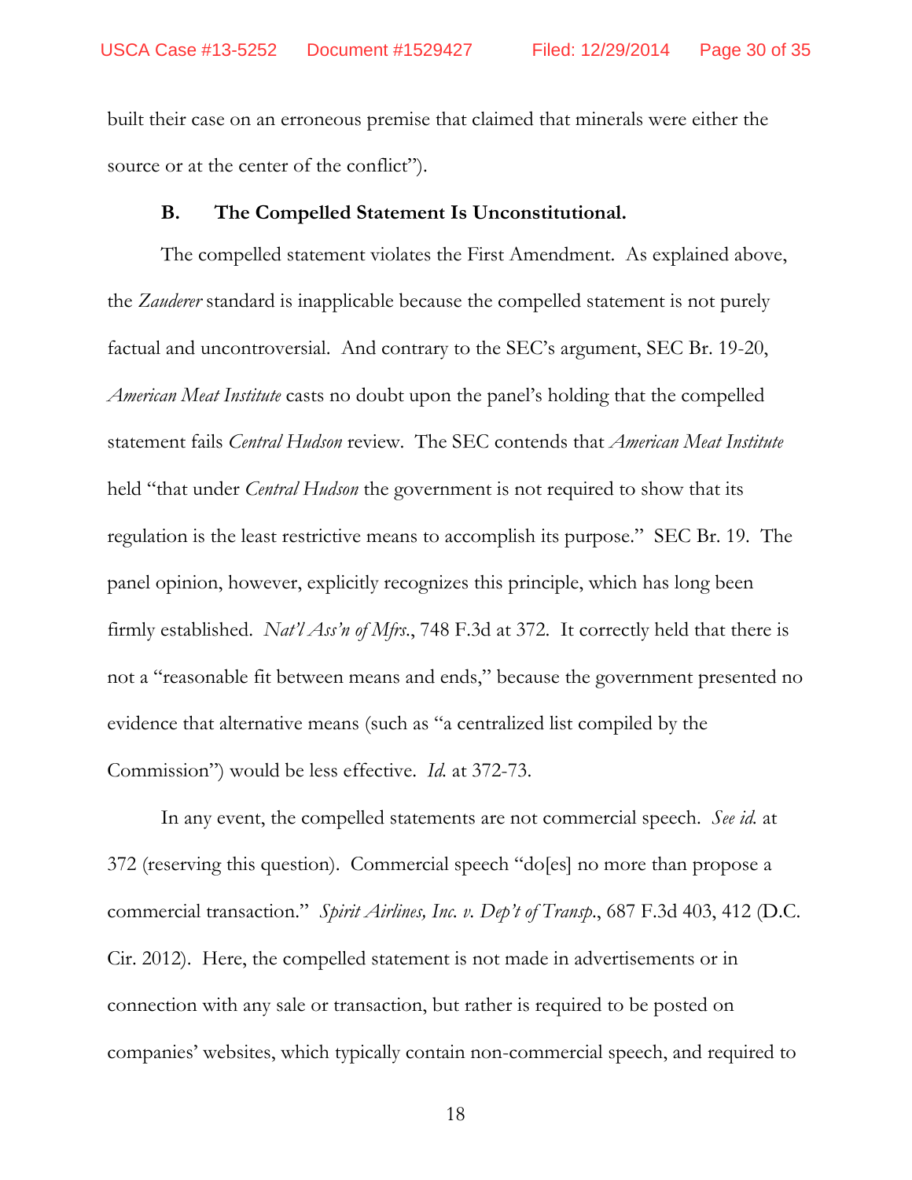built their case on an erroneous premise that claimed that minerals were either the source or at the center of the conflict").

### B. The Compelled Statement Is Unconstitutional.

The compelled statement violates the First Amendment. As explained above, the *Zauderer* standard is inapplicable because the compelled statement is not purely factual and uncontroversial. And contrary to the SEC's argument, SEC Br. 19-20, *American Meat Institute* casts no doubt upon the panel's holding that the compelled statement fails *Central Hudson* review. The SEC contends that *American Meat Institute* held "that under *Central Hudson* the government is not required to show that its regulation is the least restrictive means to accomplish its purpose." SEC Br. 19. The panel opinion, however, explicitly recognizes this principle, which has long been firmly established. *Nat'l Ass'n of Mfrs.*, 748 F.3d at 372. It correctly held that there is not a "reasonable fit between means and ends," because the government presented no evidence that alternative means (such as "a centralized list compiled by the Commission") would be less effective. *Id.* at 372-73.

In any event, the compelled statements are not commercial speech. *See id.* at 372 (reserving this question). Commercial speech "do[es] no more than propose a commercial transaction." *Spirit Airlines, Inc. v. Dep't of Transp.*, 687 F.3d 403, 412 (D.C. Cir. 2012). Here, the compelled statement is not made in advertisements or in connection with any sale or transaction, but rather is required to be posted on companies' websites, which typically contain non-commercial speech, and required to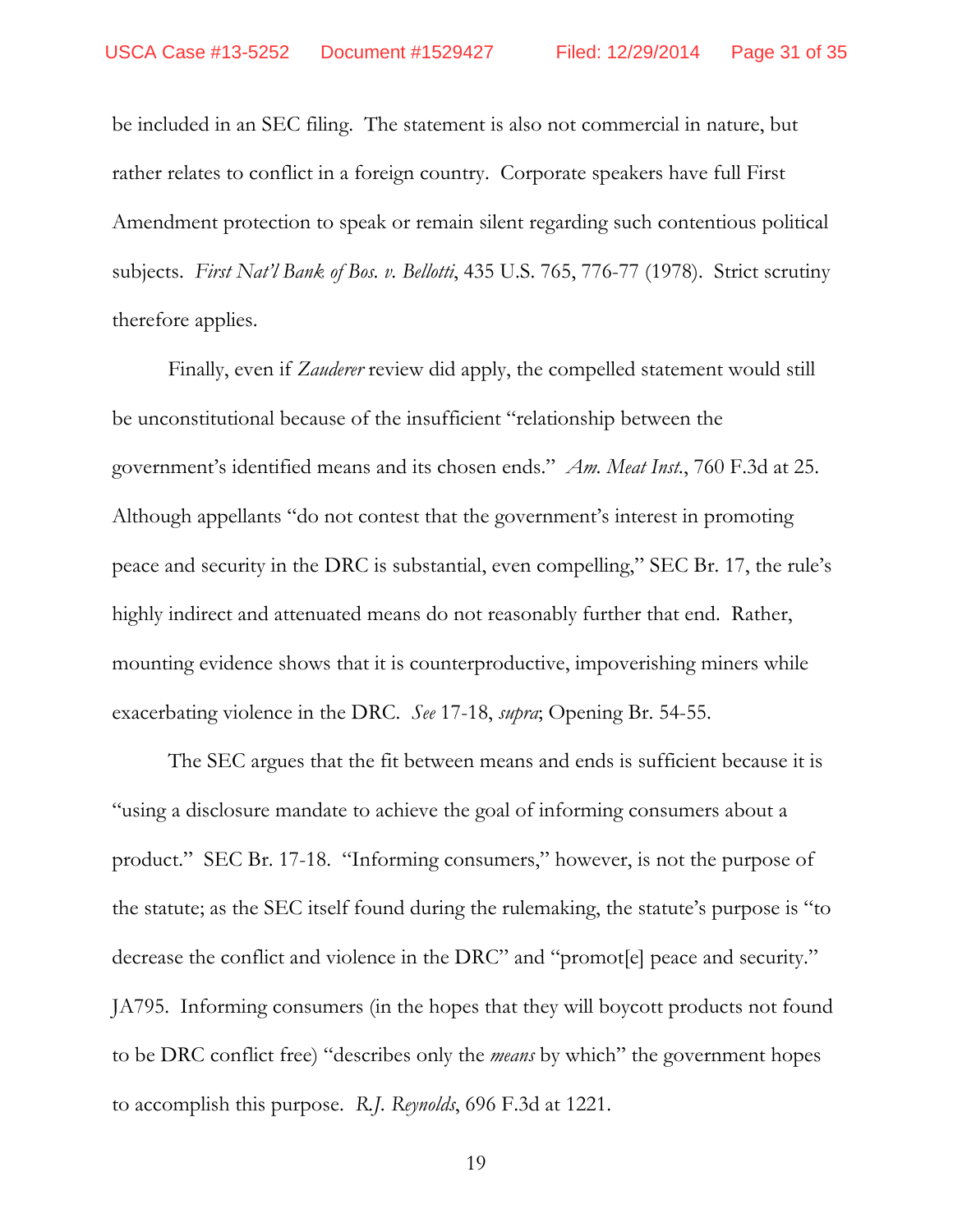be included in an SEC filing. The statement is also not commercial in nature, but rather relates to conflict in a foreign country. Corporate speakers have full First Amendment protection to speak or remain silent regarding such contentious political subjects. *First Nat'l Bank of Bos. v. Bellotti*, 435 U.S. 765, 776-77 (1978). Strict scrutiny therefore applies.

Finally, even if *Zauderer* review did apply, the compelled statement would still be unconstitutional because of the insufficient "relationship between the government's identified means and its chosen ends." *Am. Meat Inst.*, 760 F.3d at 25. Although appellants "do not contest that the government's interest in promoting peace and security in the DRC is substantial, even compelling," SEC Br. 17, the rule's highly indirect and attenuated means do not reasonably further that end. Rather, mounting evidence shows that it is counterproductive, impoverishing miners while exacerbating violence in the DRC. *See* 17-18, *supra*; Opening Br. 54-55.

The SEC argues that the fit between means and ends is sufficient because it is "using a disclosure mandate to achieve the goal of informing consumers about a product." SEC Br. 17-18. "Informing consumers," however, is not the purpose of the statute; as the SEC itself found during the rulemaking, the statute's purpose is "to decrease the conflict and violence in the DRC" and "promot[e] peace and security." JA795. Informing consumers (in the hopes that they will boycott products not found to be DRC conflict free) "describes only the *means* by which" the government hopes to accomplish this purpose. *R.J. Reynolds*, 696 F.3d at 1221.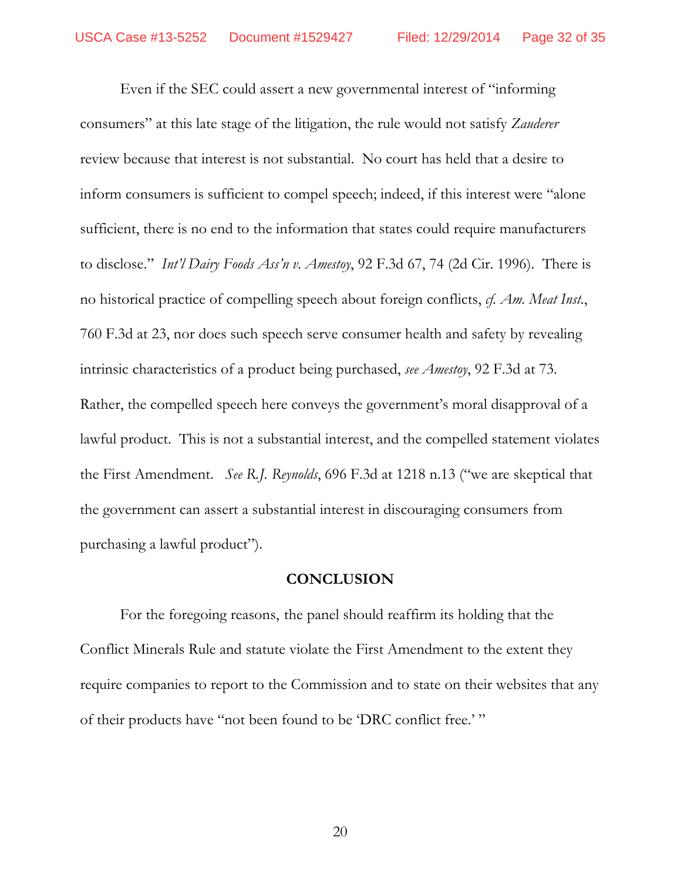Even if the SEC could assert a new governmental interest of "informing consumers" at this late stage of the litigation, the rule would not satisfy *Zauderer* review because that interest is not substantial. No court has held that a desire to inform consumers is sufficient to compel speech; indeed, if this interest were "alone sufficient, there is no end to the information that states could require manufacturers to disclose." *Int'l Dairy Foods Ass'n v. Amestoy*, 92 F.3d 67, 74 (2d Cir. 1996). There is no historical practice of compelling speech about foreign conflicts, *cf. Am. Meat Inst.*, 760 F.3d at 23, nor does such speech serve consumer health and safety by revealing intrinsic characteristics of a product being purchased, *see Amestoy*, 92 F.3d at 73. Rather, the compelled speech here conveys the government's moral disapproval of a lawful product. This is not a substantial interest, and the compelled statement violates the First Amendment. *See R.J. Reynolds*, 696 F.3d at 1218 n.13 ("we are skeptical that the government can assert a substantial interest in discouraging consumers from purchasing a lawful product").

**CONCLUSION**

For the foregoing reasons, the panel should reaffirm its holding that the Conflict Minerals Rule and statute violate the First Amendment to the extent they require companies to report to the Commission and to state on their websites that any of their products have "not been found to be 'DRC conflict free.' "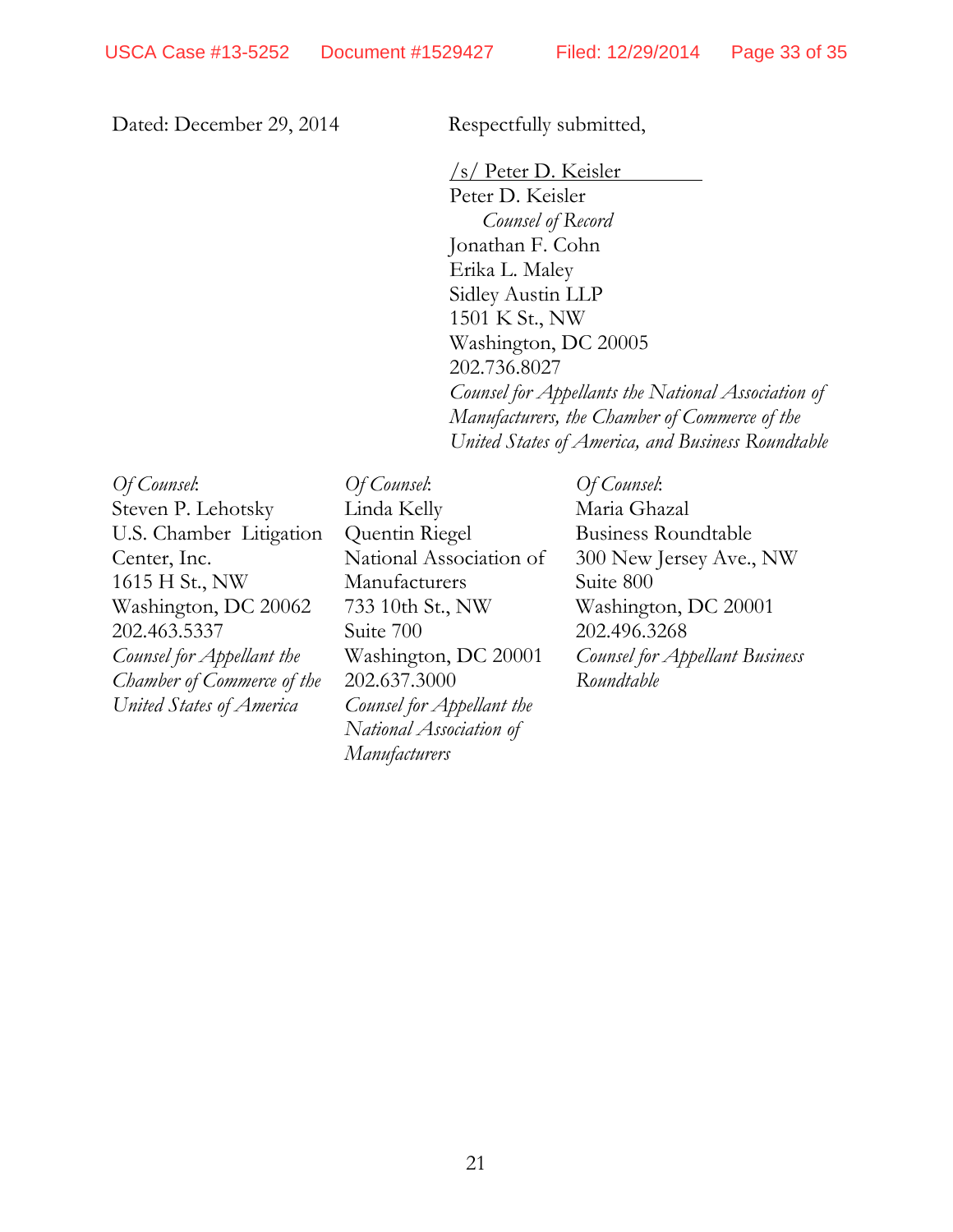Dated: December 29, 2014

Respectfully submitted,

/s/ Peter D. Keisler

Peter D. Keisler
*Counsel of Record*
Jonathan F. Cohn
Erika L. Maley
Sidley Austin LLP
1501 K St., NW
Washington, DC 20005
202.736.8027
*Counsel for Appellants the National Association of Manufacturers, the Chamber of Commerce of the United States of America, and Business Roundtable*

*Of Counsel*:
Steven P. Lehotsky
U.S. Chamber Litigation Center, Inc.
1615 H St., NW
Washington, DC 20062
202.463.5337
*Counsel for Appellant the Chamber of Commerce of the United States of America*

*Of Counsel*:
Linda Kelly
Quentin Riegel
National Association of Manufacturers
733 10th St., NW
Suite 700
Washington, DC 20001
202.637.3000
*Counsel for Appellant the National Association of Manufacturers*

*Of Counsel*:
Maria Ghazal
Business Roundtable
300 New Jersey Ave., NW
Suite 800
Washington, DC 20001
202.496.3268
*Counsel for Appellant Business Roundtable*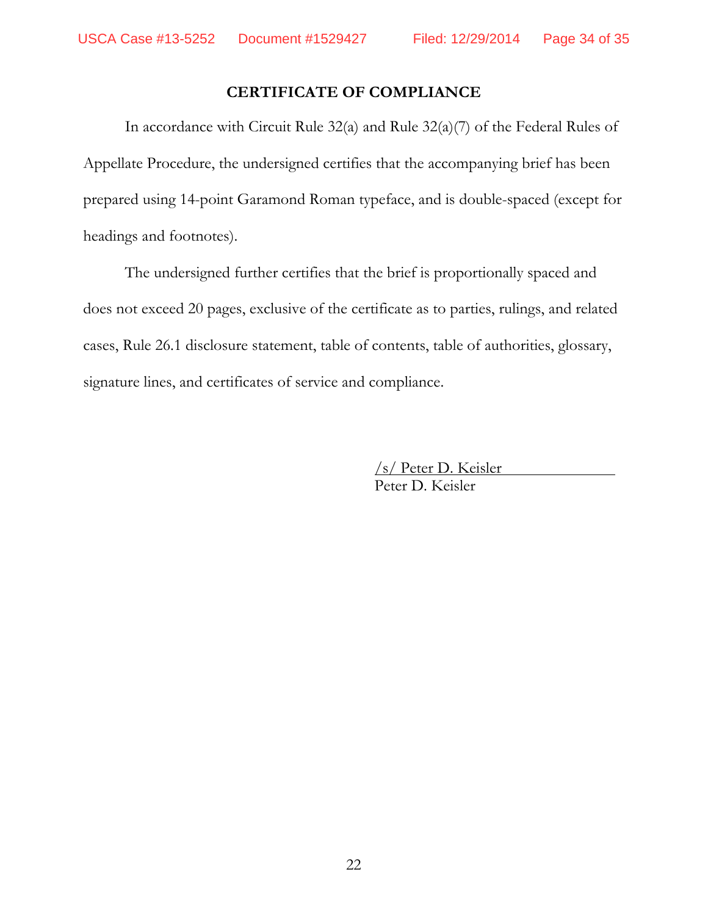## CERTIFICATE OF COMPLIANCE

In accordance with Circuit Rule 32(a) and Rule 32(a)(7) of the Federal Rules of Appellate Procedure, the undersigned certifies that the accompanying brief has been prepared using 14-point Garamond Roman typeface, and is double-spaced (except for headings and footnotes).

The undersigned further certifies that the brief is proportionally spaced and does not exceed 20 pages, exclusive of the certificate as to parties, rulings, and related cases, Rule 26.1 disclosure statement, table of contents, table of authorities, glossary, signature lines, and certificates of service and compliance.

/s/ Peter D. Keisler
Peter D. Keisler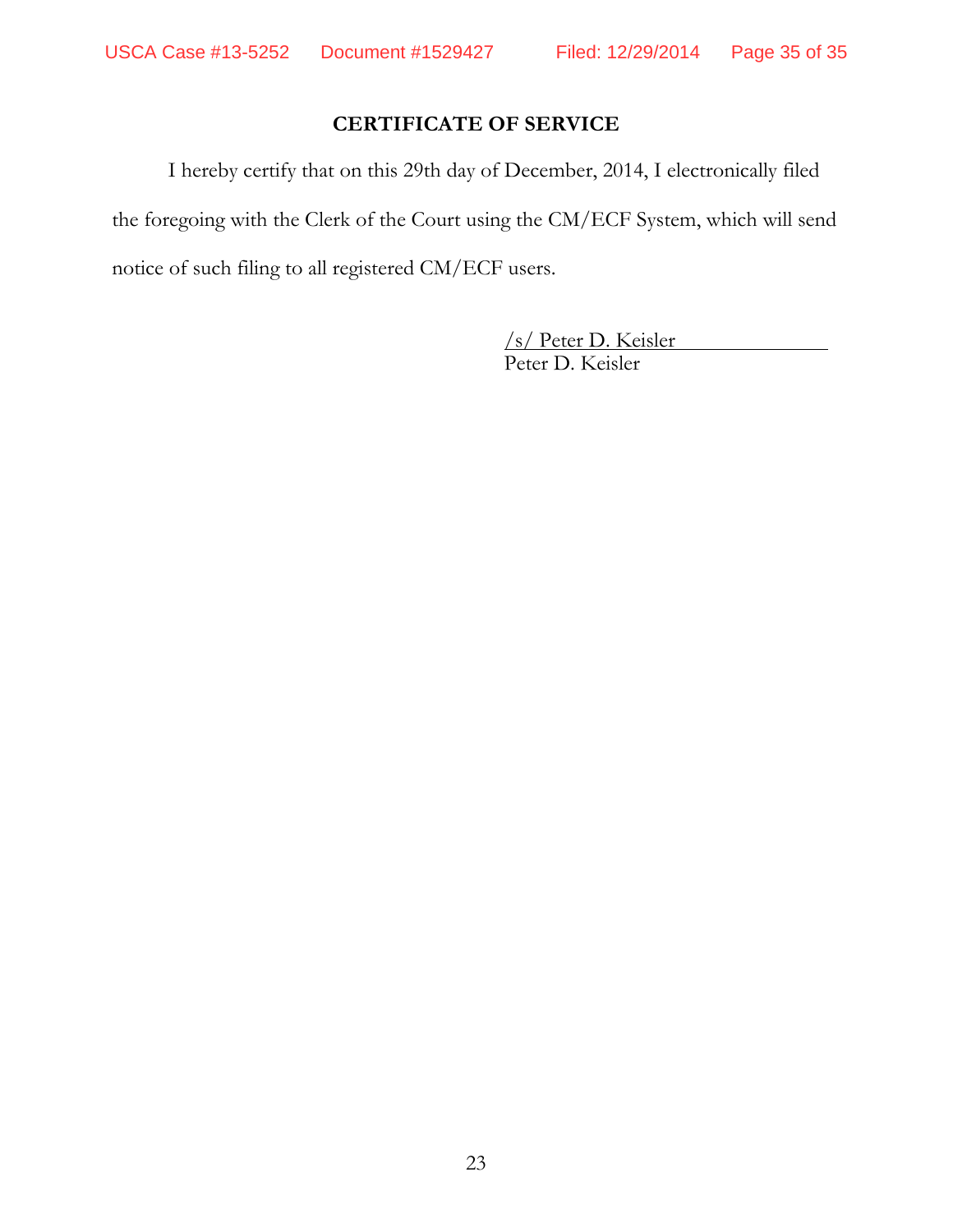## CERTIFICATE OF SERVICE

I hereby certify that on this 29th day of December, 2014, I electronically filed the foregoing with the Clerk of the Court using the CM/ECF System, which will send notice of such filing to all registered CM/ECF users.

/s/ Peter D. Keisler
Peter D. Keisler